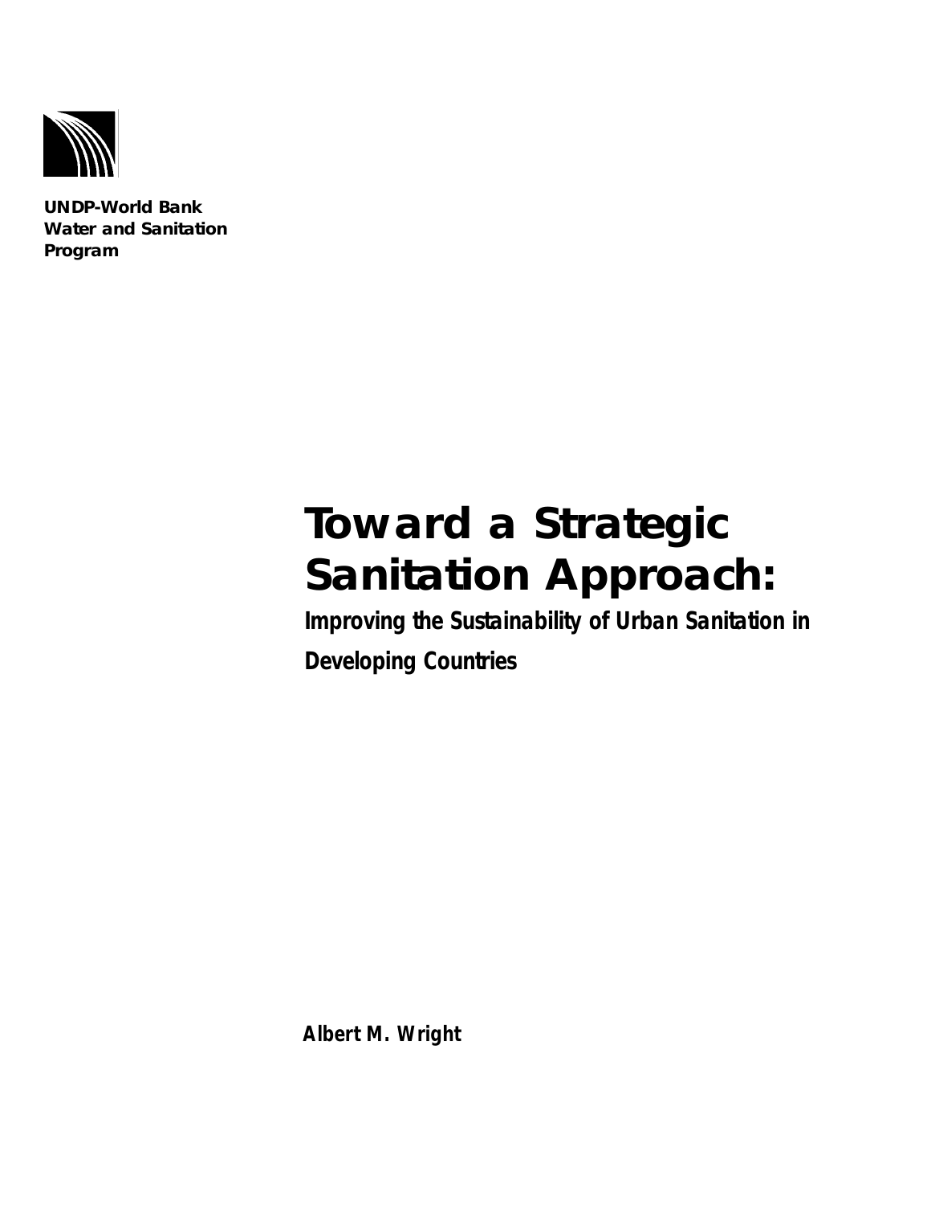UNDP-World Bank
Water and Sanitation
Program

# Toward a Strategic Sanitation Approach:

## Improving the Sustainability of Urban Sanitation in Developing Countries

**Albert M. Wright**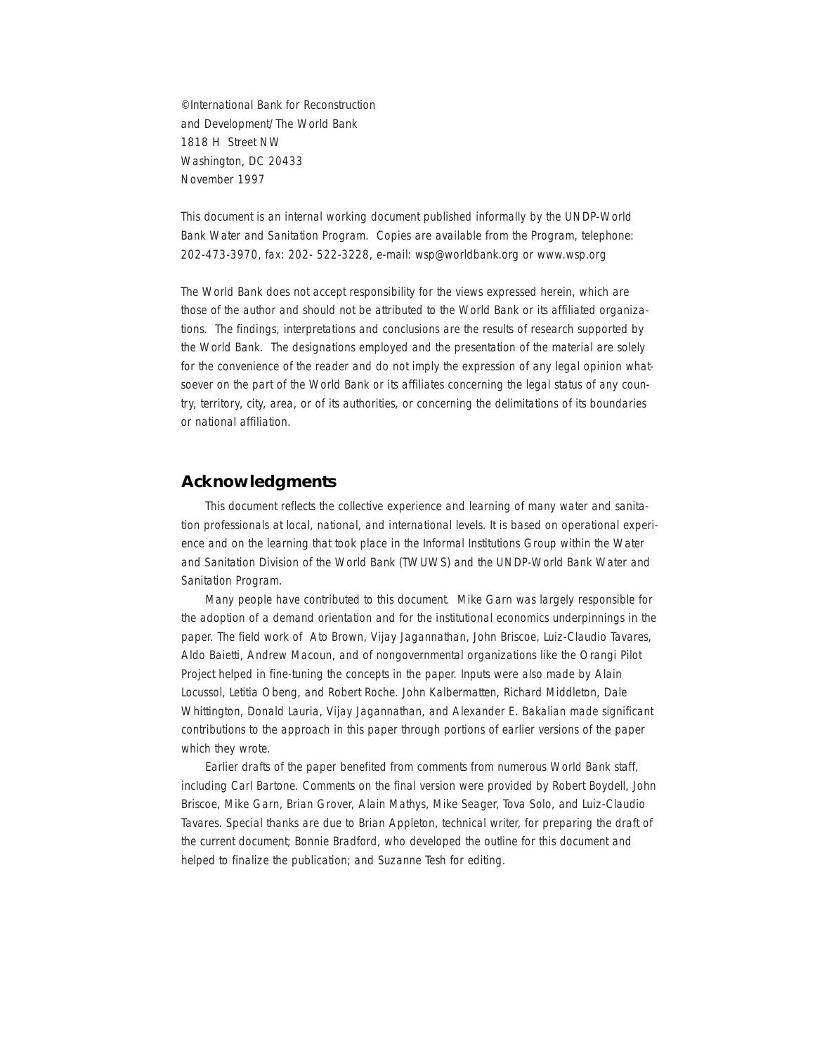©International Bank for Reconstruction
and Development/The World Bank
1818 H Street NW
Washington, DC 20433
November 1997

This document is an internal working document published informally by the UNDP-World Bank Water and Sanitation Program. Copies are available from the Program, telephone: 202-473-3970, fax: 202- 522-3228, e-mail: wsp@worldbank.org or www.wsp.org

The World Bank does not accept responsibility for the views expressed herein, which are those of the author and should not be attributed to the World Bank or its affiliated organizations. The findings, interpretations and conclusions are the results of research supported by the World Bank. The designations employed and the presentation of the material are solely for the convenience of the reader and do not imply the expression of any legal opinion whatsoever on the part of the World Bank or its affiliates concerning the legal status of any country, territory, city, area, or of its authorities, or concerning the delimitations of its boundaries or national affiliation.

## Acknowledgments

This document reflects the collective experience and learning of many water and sanitation professionals at local, national, and international levels. It is based on operational experience and on the learning that took place in the Informal Institutions Group within the Water and Sanitation Division of the World Bank (TWUWS) and the UNDP-World Bank Water and Sanitation Program.

Many people have contributed to this document. Mike Garn was largely responsible for the adoption of a demand orientation and for the institutional economics underpinnings in the paper. The field work of Ato Brown, Vijay Jagannathan, John Briscoe, Luiz-Claudio Tavares, Aldo Baietti, Andrew Macoun, and of nongovernmental organizations like the Orangi Pilot Project helped in fine-tuning the concepts in the paper. Inputs were also made by Alain Locussol, Letitia Obeng, and Robert Roche. John Kalbermatten, Richard Middleton, Dale Whittington, Donald Lauria, Vijay Jagannathan, and Alexander E. Bakalian made significant contributions to the approach in this paper through portions of earlier versions of the paper which they wrote.

Earlier drafts of the paper benefited from comments from numerous World Bank staff, including Carl Bartone. Comments on the final version were provided by Robert Boydell, John Briscoe, Mike Garn, Brian Grover, Alain Mathys, Mike Seager, Tova Solo, and Luiz-Claudio Tavares. Special thanks are due to Brian Appleton, technical writer, for preparing the draft of the current document; Bonnie Bradford, who developed the outline for this document and helped to finalize the publication; and Suzanne Tesh for editing.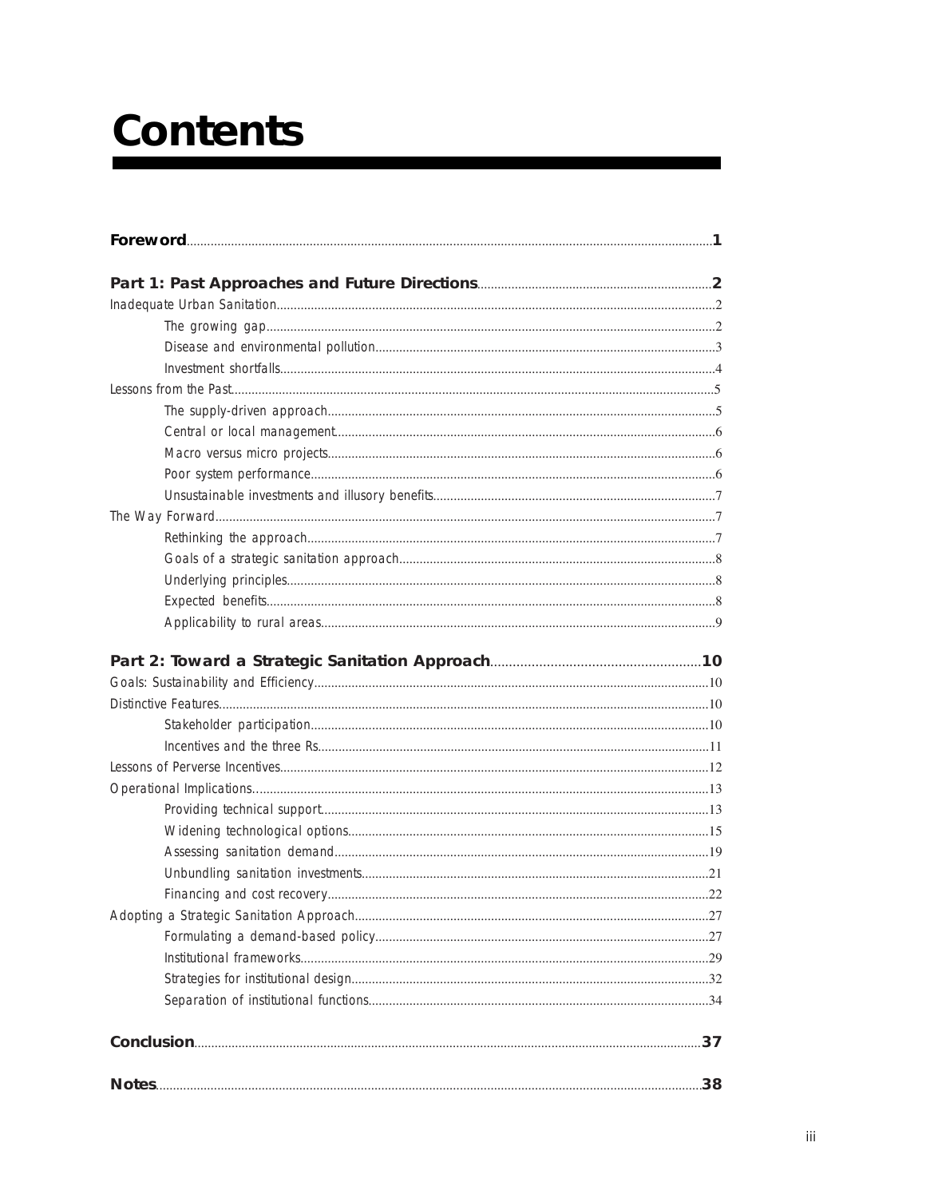# Contents

**Foreword** 1

**Part 1: Past Approaches and Future Directions** 2

Inadequate Urban Sanitation 2

- The growing gap 2
- Disease and environmental pollution 3
- Investment shortfalls 4

Lessons from the Past 5

- The supply-driven approach 5
- Central or local management 6
- Macro versus micro projects 6
- Poor system performance 6
- Unsustainable investments and illusory benefits 7

The Way Forward 7

- Rethinking the approach 7
- Goals of a strategic sanitation approach 8
- Underlying principles 8
- Expected benefits 8
- Applicability to rural areas 9

**Part 2: Toward a Strategic Sanitation Approach** 10

Goals: Sustainability and Efficiency 10

Distinctive Features 10

- Stakeholder participation 10
- Incentives and the three Rs 11

Lessons of Perverse Incentives 12

Operational Implications 13

- Providing technical support 13
- Widening technological options 15
- Assessing sanitation demand 19
- Unbundling sanitation investments 21
- Financing and cost recovery 22

Adopting a Strategic Sanitation Approach 27

- Formulating a demand-based policy 27
- Institutional frameworks 29
- Strategies for institutional design 32
- Separation of institutional functions 34

**Conclusion** 37

**Notes** 38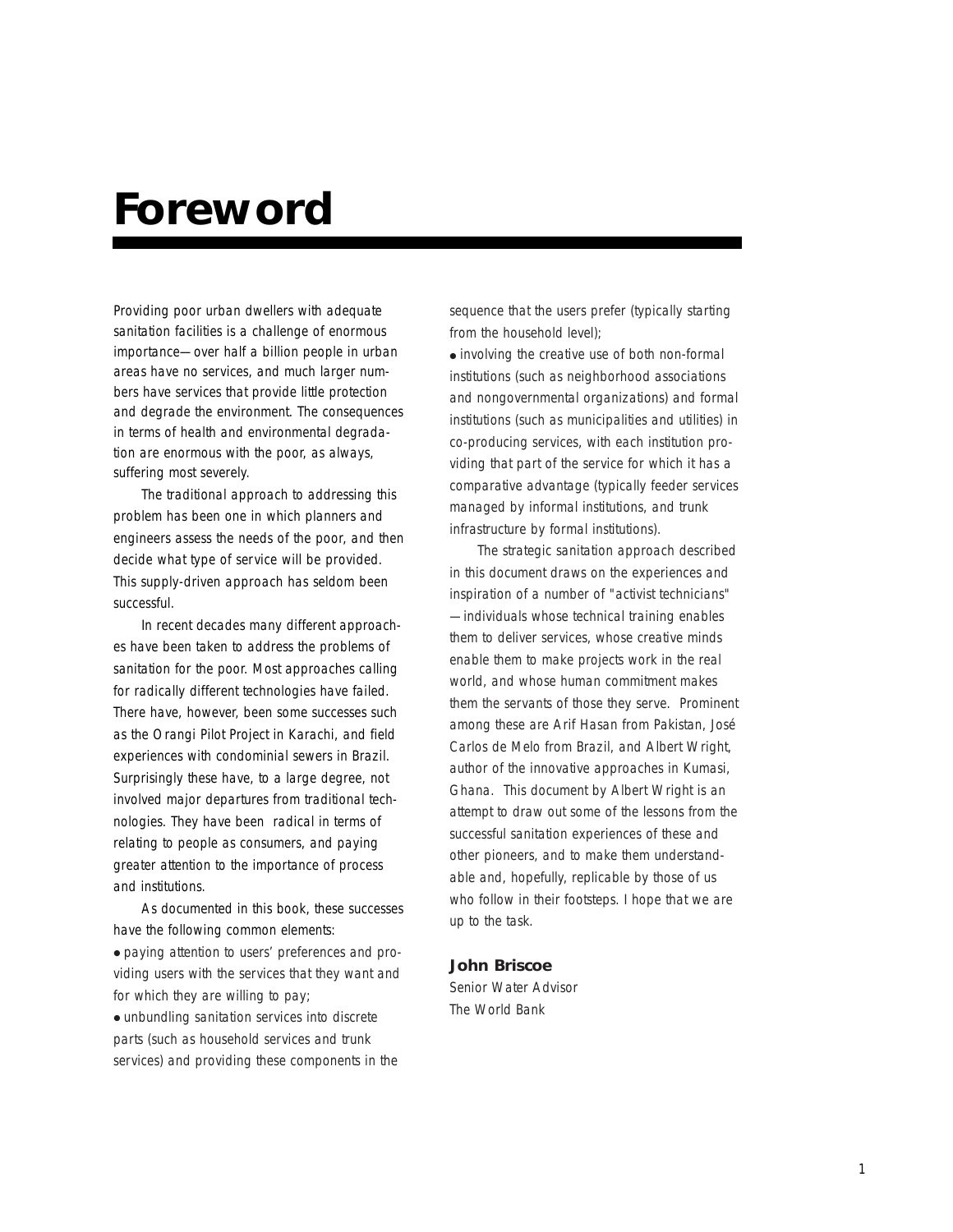# Foreword

Providing poor urban dwellers with adequate sanitation facilities is a challenge of enormous importance—over half a billion people in urban areas have no services, and much larger numbers have services that provide little protection and degrade the environment. The consequences in terms of health and environmental degradation are enormous with the poor, as always, suffering most severely.

The traditional approach to addressing this problem has been one in which planners and engineers assess the needs of the poor, and then decide what type of service will be provided. This supply-driven approach has seldom been successful.

In recent decades many different approaches have been taken to address the problems of sanitation for the poor. Most approaches calling for radically different technologies have failed. There have, however, been some successes such as the Orangi Pilot Project in Karachi, and field experiences with condominial sewers in Brazil. Surprisingly these have, to a large degree, not involved major departures from traditional technologies. They have been radical in terms of relating to people as consumers, and paying greater attention to the importance of process and institutions.

As documented in this book, these successes have the following common elements:

- paying attention to users' preferences and providing users with the services that they want and for which they are willing to pay;
- unbundling sanitation services into discrete parts (such as household services and trunk services) and providing these components in the sequence that the users prefer (typically starting from the household level);
- involving the creative use of both non-formal institutions (such as neighborhood associations and nongovernmental organizations) and formal institutions (such as municipalities and utilities) in co-producing services, with each institution providing that part of the service for which it has a comparative advantage (typically feeder services managed by informal institutions, and trunk infrastructure by formal institutions).

The strategic sanitation approach described in this document draws on the experiences and inspiration of a number of "activist technicians"—individuals whose technical training enables them to deliver services, whose creative minds enable them to make projects work in the real world, and whose human commitment makes them the servants of those they serve. Prominent among these are Arif Hasan from Pakistan, José Carlos de Melo from Brazil, and Albert Wright, author of the innovative approaches in Kumasi, Ghana. This document by Albert Wright is an attempt to draw out some of the lessons from the successful sanitation experiences of these and other pioneers, and to make them understandable and, hopefully, replicable by those of us who follow in their footsteps. I hope that we are up to the task.

**John Briscoe**
Senior Water Advisor
The World Bank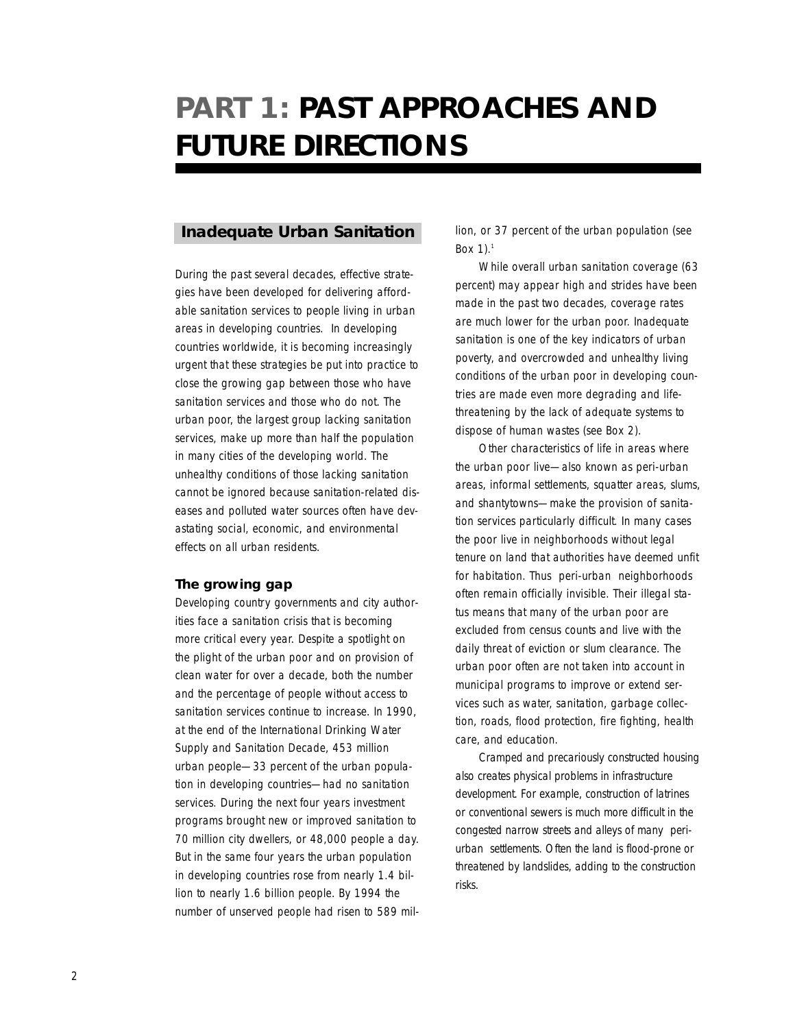# PART 1: PAST APPROACHES AND FUTURE DIRECTIONS

## Inadequate Urban Sanitation

During the past several decades, effective strategies have been developed for delivering affordable sanitation services to people living in urban areas in developing countries. In developing countries worldwide, it is becoming increasingly urgent that these strategies be put into practice to close the growing gap between those who have sanitation services and those who do not. The urban poor, the largest group lacking sanitation services, make up more than half the population in many cities of the developing world. The unhealthy conditions of those lacking sanitation cannot be ignored because sanitation-related diseases and polluted water sources often have devastating social, economic, and environmental effects on all urban residents.

### The growing gap

Developing country governments and city authorities face a sanitation crisis that is becoming more critical every year. Despite a spotlight on the plight of the urban poor and on provision of clean water for over a decade, both the number and the percentage of people without access to sanitation services continue to increase. In 1990, at the end of the International Drinking Water Supply and Sanitation Decade, 453 million urban people—33 percent of the urban population in developing countries—had no sanitation services. During the next four years investment programs brought new or improved sanitation to 70 million city dwellers, or 48,000 people a day. But in the same four years the urban population in developing countries rose from nearly 1.4 billion to nearly 1.6 billion people. By 1994 the number of unserved people had risen to 589 million, or 37 percent of the urban population (see Box 1).[1]

While overall urban sanitation coverage (63 percent) may appear high and strides have been made in the past two decades, coverage rates are much lower for the urban poor. Inadequate sanitation is one of the key indicators of urban poverty, and overcrowded and unhealthy living conditions of the urban poor in developing countries are made even more degrading and life-threatening by the lack of adequate systems to dispose of human wastes (see Box 2).

Other characteristics of life in areas where the urban poor live—also known as peri-urban areas, informal settlements, squatter areas, slums, and shantytowns—make the provision of sanitation services particularly difficult. In many cases the poor live in neighborhoods without legal tenure on land that authorities have deemed unfit for habitation. Thus peri-urban neighborhoods often remain officially invisible. Their illegal status means that many of the urban poor are excluded from census counts and live with the daily threat of eviction or slum clearance. The urban poor often are not taken into account in municipal programs to improve or extend services such as water, sanitation, garbage collection, roads, flood protection, fire fighting, health care, and education.

Cramped and precariously constructed housing also creates physical problems in infrastructure development. For example, construction of latrines or conventional sewers is much more difficult in the congested narrow streets and alleys of many peri-urban settlements. Often the land is flood-prone or threatened by landslides, adding to the construction risks.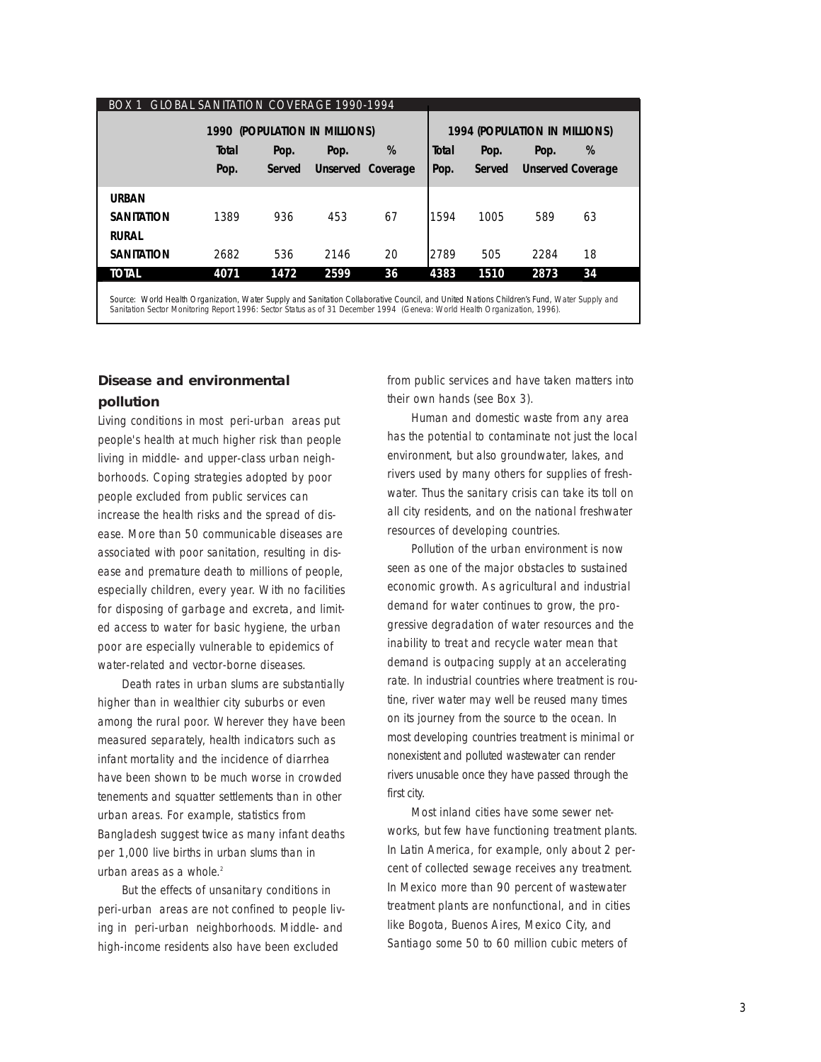BOX 1 GLOBAL SANITATION COVERAGE 1990-1994

| | 1990 (POPULATION IN MILLIONS) | | | | 1994 (POPULATION IN MILLIONS) | | | |
|---|---|---|---|---|---|---|---|---|
| | Total Pop. | Pop. Served | Pop. Unserved | % Coverage | Total Pop. | Pop. Served | Pop. Unserved | % Coverage |
| **URBAN SANITATION** | 1389 | 936 | 453 | 67 | 1594 | 1005 | 589 | 63 |
| **RURAL SANITATION** | 2682 | 536 | 2146 | 20 | 2789 | 505 | 2284 | 18 |
| **TOTAL** | **4071** | **1472** | **2599** | **36** | **4383** | **1510** | **2873** | **34** |

Source: World Health Organization, Water Supply and Sanitation Collaborative Council, and United Nations Children's Fund, Water Supply and Sanitation Sector Monitoring Report 1996: Sector Status as of 31 December 1994 (Geneva: World Health Organization, 1996).

### Disease and environmental pollution

Living conditions in most peri-urban areas put people's health at much higher risk than people living in middle- and upper-class urban neighborhoods. Coping strategies adopted by poor people excluded from public services can increase the health risks and the spread of disease. More than 50 communicable diseases are associated with poor sanitation, resulting in disease and premature death to millions of people, especially children, every year. With no facilities for disposing of garbage and excreta, and limited access to water for basic hygiene, the urban poor are especially vulnerable to epidemics of water-related and vector-borne diseases.

Death rates in urban slums are substantially higher than in wealthier city suburbs or even among the rural poor. Wherever they have been measured separately, health indicators such as infant mortality and the incidence of diarrhea have been shown to be much worse in crowded tenements and squatter settlements than in other urban areas. For example, statistics from Bangladesh suggest twice as many infant deaths per 1,000 live births in urban slums than in urban areas as a whole.[2]

But the effects of unsanitary conditions in peri-urban areas are not confined to people living in peri-urban neighborhoods. Middle- and high-income residents also have been excluded from public services and have taken matters into their own hands (see Box 3).

Human and domestic waste from any area has the potential to contaminate not just the local environment, but also groundwater, lakes, and rivers used by many others for supplies of freshwater. Thus the sanitary crisis can take its toll on all city residents, and on the national freshwater resources of developing countries.

Pollution of the urban environment is now seen as one of the major obstacles to sustained economic growth. As agricultural and industrial demand for water continues to grow, the progressive degradation of water resources and the inability to treat and recycle water mean that demand is outpacing supply at an accelerating rate. In industrial countries where treatment is routine, river water may well be reused many times on its journey from the source to the ocean. In most developing countries treatment is minimal or nonexistent and polluted wastewater can render rivers unusable once they have passed through the first city.

Most inland cities have some sewer networks, but few have functioning treatment plants. In Latin America, for example, only about 2 percent of collected sewage receives any treatment. In Mexico more than 90 percent of wastewater treatment plants are nonfunctional, and in cities like Bogota, Buenos Aires, Mexico City, and Santiago some 50 to 60 million cubic meters of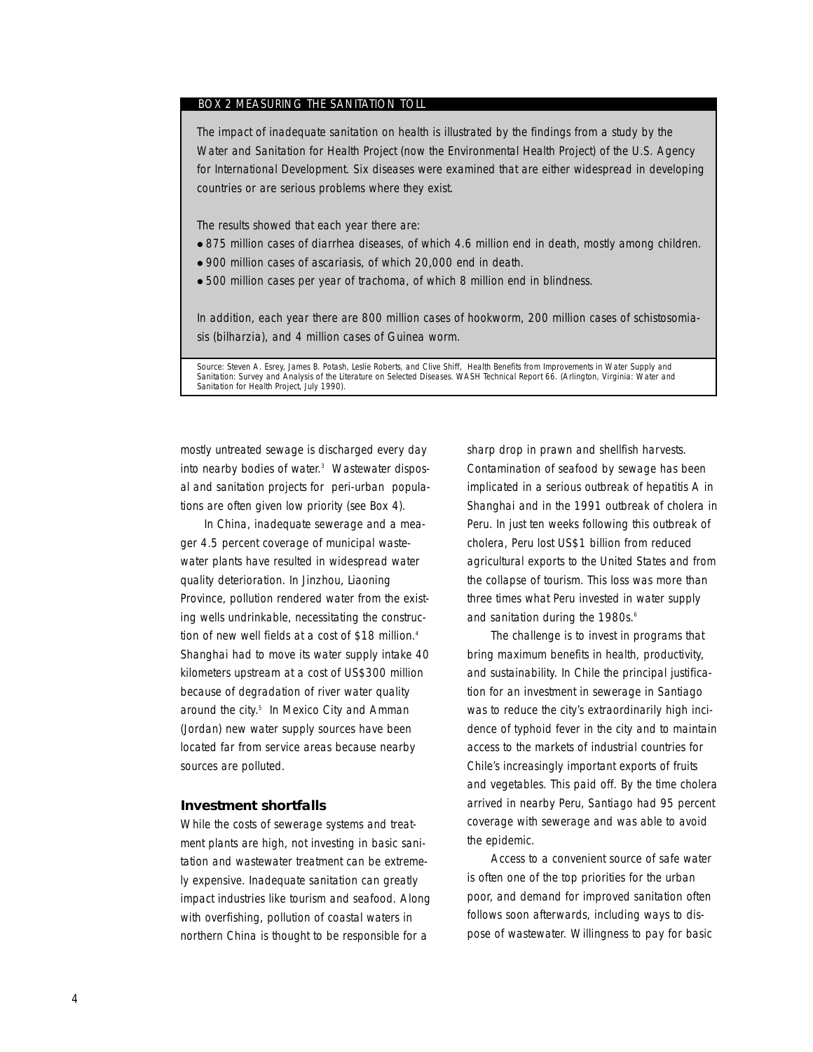**BOX 2 MEASURING THE SANITATION TOLL**

The impact of inadequate sanitation on health is illustrated by the findings from a study by the Water and Sanitation for Health Project (now the Environmental Health Project) of the U.S. Agency for International Development. Six diseases were examined that are either widespread in developing countries or are serious problems where they exist.

The results showed that each year there are:

- 875 million cases of diarrhea diseases, of which 4.6 million end in death, mostly among children.
- 900 million cases of ascariasis, of which 20,000 end in death.
- 500 million cases per year of trachoma, of which 8 million end in blindness.

In addition, each year there are 800 million cases of hookworm, 200 million cases of schistosomiasis (bilharzia), and 4 million cases of Guinea worm.

Source: Steven A. Esrey, James B. Potash, Leslie Roberts, and Clive Shiff, Health Benefits from Improvements in Water Supply and Sanitation: Survey and Analysis of the Literature on Selected Diseases. WASH Technical Report 66. (Arlington, Virginia: Water and Sanitation for Health Project, July 1990).

mostly untreated sewage is discharged every day into nearby bodies of water.[3] Wastewater disposal and sanitation projects for peri-urban populations are often given low priority (see Box 4).

In China, inadequate sewerage and a meager 4.5 percent coverage of municipal wastewater plants have resulted in widespread water quality deterioration. In Jinzhou, Liaoning Province, pollution rendered water from the existing wells undrinkable, necessitating the construction of new well fields at a cost of $18 million.[4] Shanghai had to move its water supply intake 40 kilometers upstream at a cost of US$300 million because of degradation of river water quality around the city.[5] In Mexico City and Amman (Jordan) new water supply sources have been located far from service areas because nearby sources are polluted.

### Investment shortfalls

While the costs of sewerage systems and treatment plants are high, not investing in basic sanitation and wastewater treatment can be extremely expensive. Inadequate sanitation can greatly impact industries like tourism and seafood. Along with overfishing, pollution of coastal waters in northern China is thought to be responsible for a sharp drop in prawn and shellfish harvests. Contamination of seafood by sewage has been implicated in a serious outbreak of hepatitis A in Shanghai and in the 1991 outbreak of cholera in Peru. In just ten weeks following this outbreak of cholera, Peru lost US$1 billion from reduced agricultural exports to the United States and from the collapse of tourism. This loss was more than three times what Peru invested in water supply and sanitation during the 1980s.[6]

The challenge is to invest in programs that bring maximum benefits in health, productivity, and sustainability. In Chile the principal justification for an investment in sewerage in Santiago was to reduce the city's extraordinarily high incidence of typhoid fever in the city and to maintain access to the markets of industrial countries for Chile's increasingly important exports of fruits and vegetables. This paid off. By the time cholera arrived in nearby Peru, Santiago had 95 percent coverage with sewerage and was able to avoid the epidemic.

Access to a convenient source of safe water is often one of the top priorities for the urban poor, and demand for improved sanitation often follows soon afterwards, including ways to dispose of wastewater. Willingness to pay for basic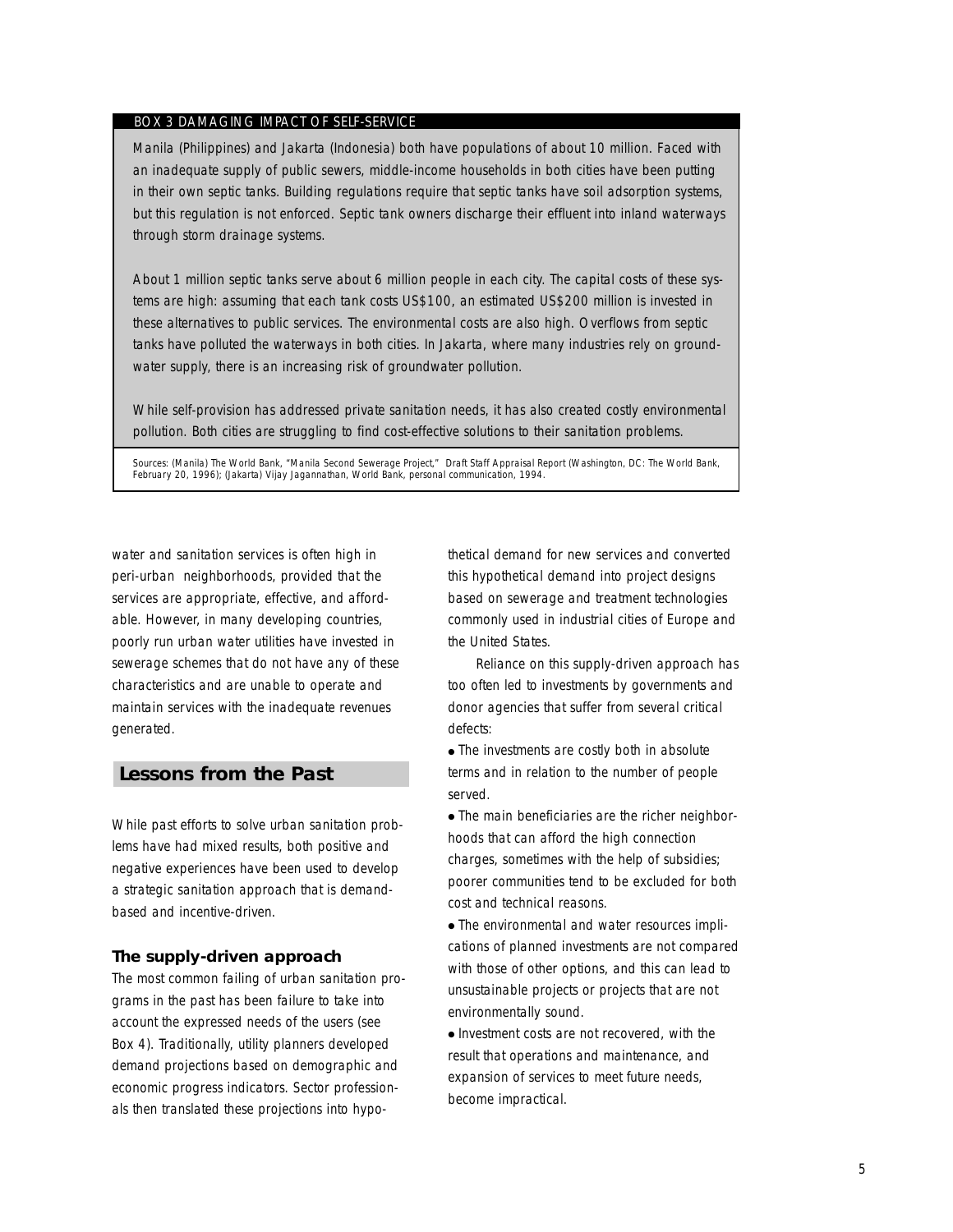**BOX 3 DAMAGING IMPACT OF SELF-SERVICE**

Manila (Philippines) and Jakarta (Indonesia) both have populations of about 10 million. Faced with an inadequate supply of public sewers, middle-income households in both cities have been putting in their own septic tanks. Building regulations require that septic tanks have soil adsorption systems, but this regulation is not enforced. Septic tank owners discharge their effluent into inland waterways through storm drainage systems.

About 1 million septic tanks serve about 6 million people in each city. The capital costs of these systems are high: assuming that each tank costs US$100, an estimated US$200 million is invested in these alternatives to public services. The environmental costs are also high. Overflows from septic tanks have polluted the waterways in both cities. In Jakarta, where many industries rely on groundwater supply, there is an increasing risk of groundwater pollution.

While self-provision has addressed private sanitation needs, it has also created costly environmental pollution. Both cities are struggling to find cost-effective solutions to their sanitation problems.

Sources: (Manila) The World Bank, "Manila Second Sewerage Project," Draft Staff Appraisal Report (Washington, DC: The World Bank, February 20, 1996); (Jakarta) Vijay Jagannathan, World Bank, personal communication, 1994.

water and sanitation services is often high in peri-urban neighborhoods, provided that the services are appropriate, effective, and affordable. However, in many developing countries, poorly run urban water utilities have invested in sewerage schemes that do not have any of these characteristics and are unable to operate and maintain services with the inadequate revenues generated.

## Lessons from the Past

While past efforts to solve urban sanitation problems have had mixed results, both positive and negative experiences have been used to develop a strategic sanitation approach that is demand-based and incentive-driven.

### The supply-driven approach

The most common failing of urban sanitation programs in the past has been failure to take into account the expressed needs of the users (see Box 4). Traditionally, utility planners developed demand projections based on demographic and economic progress indicators. Sector professionals then translated these projections into hypothetical demand for new services and converted this hypothetical demand into project designs based on sewerage and treatment technologies commonly used in industrial cities of Europe and the United States.

Reliance on this supply-driven approach has too often led to investments by governments and donor agencies that suffer from several critical defects:

- The investments are costly both in absolute terms and in relation to the number of people served.
- The main beneficiaries are the richer neighborhoods that can afford the high connection charges, sometimes with the help of subsidies; poorer communities tend to be excluded for both cost and technical reasons.
- The environmental and water resources implications of planned investments are not compared with those of other options, and this can lead to unsustainable projects or projects that are not environmentally sound.
- Investment costs are not recovered, with the result that operations and maintenance, and expansion of services to meet future needs, become impractical.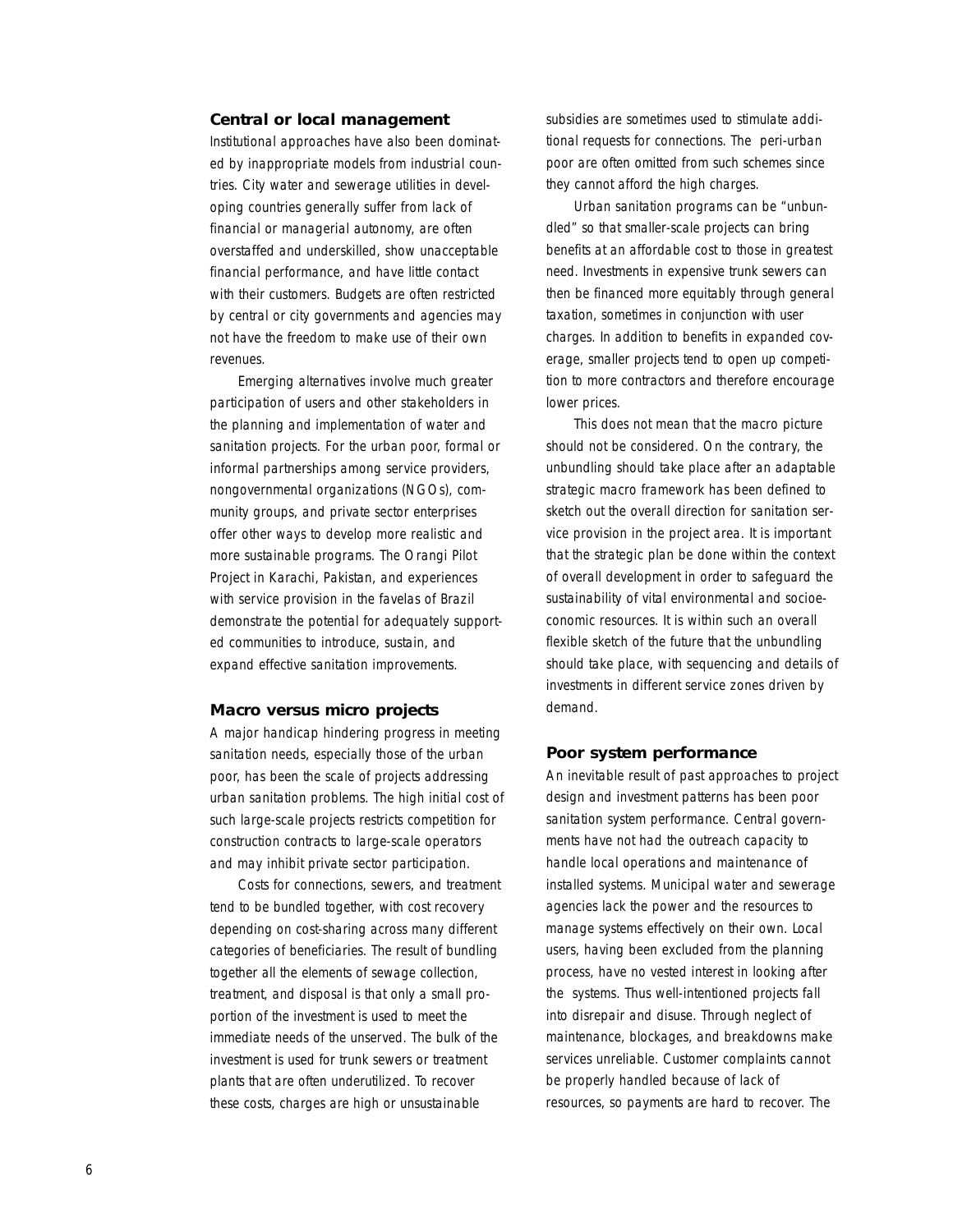### Central or local management

Institutional approaches have also been dominated by inappropriate models from industrial countries. City water and sewerage utilities in developing countries generally suffer from lack of financial or managerial autonomy, are often overstaffed and underskilled, show unacceptable financial performance, and have little contact with their customers. Budgets are often restricted by central or city governments and agencies may not have the freedom to make use of their own revenues.

Emerging alternatives involve much greater participation of users and other stakeholders in the planning and implementation of water and sanitation projects. For the urban poor, formal or informal partnerships among service providers, nongovernmental organizations (NGOs), community groups, and private sector enterprises offer other ways to develop more realistic and more sustainable programs. The Orangi Pilot Project in Karachi, Pakistan, and experiences with service provision in the favelas of Brazil demonstrate the potential for adequately supported communities to introduce, sustain, and expand effective sanitation improvements.

### Macro versus micro projects

A major handicap hindering progress in meeting sanitation needs, especially those of the urban poor, has been the scale of projects addressing urban sanitation problems. The high initial cost of such large-scale projects restricts competition for construction contracts to large-scale operators and may inhibit private sector participation.

Costs for connections, sewers, and treatment tend to be bundled together, with cost recovery depending on cost-sharing across many different categories of beneficiaries. The result of bundling together all the elements of sewage collection, treatment, and disposal is that only a small proportion of the investment is used to meet the immediate needs of the unserved. The bulk of the investment is used for trunk sewers or treatment plants that are often underutilized. To recover these costs, charges are high or unsustainable subsidies are sometimes used to stimulate additional requests for connections. The peri-urban poor are often omitted from such schemes since they cannot afford the high charges.

Urban sanitation programs can be "unbundled" so that smaller-scale projects can bring benefits at an affordable cost to those in greatest need. Investments in expensive trunk sewers can then be financed more equitably through general taxation, sometimes in conjunction with user charges. In addition to benefits in expanded coverage, smaller projects tend to open up competition to more contractors and therefore encourage lower prices.

This does not mean that the macro picture should not be considered. On the contrary, the unbundling should take place after an adaptable strategic macro framework has been defined to sketch out the overall direction for sanitation service provision in the project area. It is important that the strategic plan be done within the context of overall development in order to safeguard the sustainability of vital environmental and socioeconomic resources. It is within such an overall flexible sketch of the future that the unbundling should take place, with sequencing and details of investments in different service zones driven by demand.

### Poor system performance

An inevitable result of past approaches to project design and investment patterns has been poor sanitation system performance. Central governments have not had the outreach capacity to handle local operations and maintenance of installed systems. Municipal water and sewerage agencies lack the power and the resources to manage systems effectively on their own. Local users, having been excluded from the planning process, have no vested interest in looking after the systems. Thus well-intentioned projects fall into disrepair and disuse. Through neglect of maintenance, blockages, and breakdowns make services unreliable. Customer complaints cannot be properly handled because of lack of resources, so payments are hard to recover. The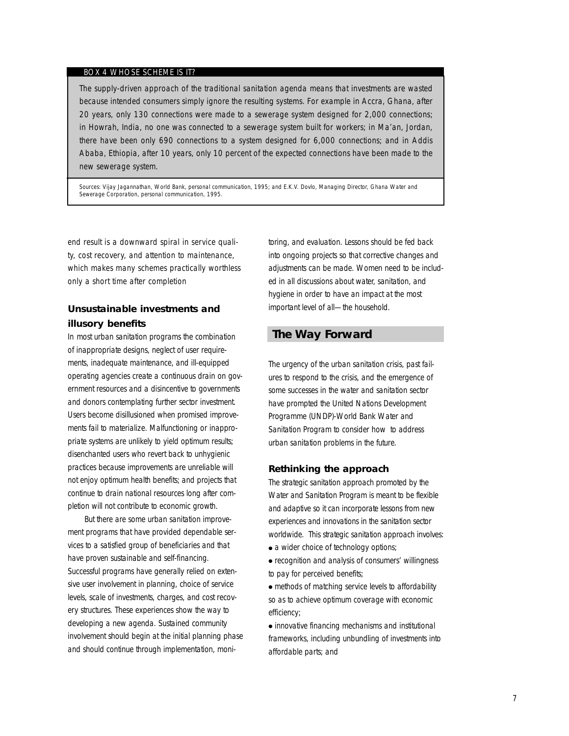BOX 4 WHOSE SCHEME IS IT?

The supply-driven approach of the traditional sanitation agenda means that investments are wasted because intended consumers simply ignore the resulting systems. For example in Accra, Ghana, after 20 years, only 130 connections were made to a sewerage system designed for 2,000 connections; in Howrah, India, no one was connected to a sewerage system built for workers; in Ma'an, Jordan, there have been only 690 connections to a system designed for 6,000 connections; and in Addis Ababa, Ethiopia, after 10 years, only 10 percent of the expected connections have been made to the new sewerage system.

Sources: Vijay Jagannathan, World Bank, personal communication, 1995; and E.K.V. Dovlo, Managing Director, Ghana Water and Sewerage Corporation, personal communication, 1995.

end result is a downward spiral in service quality, cost recovery, and attention to maintenance, which makes many schemes practically worthless only a short time after completion

### Unsustainable investments and illusory benefits

In most urban sanitation programs the combination of inappropriate designs, neglect of user requirements, inadequate maintenance, and ill-equipped operating agencies create a continuous drain on government resources and a disincentive to governments and donors contemplating further sector investment. Users become disillusioned when promised improvements fail to materialize. Malfunctioning or inappropriate systems are unlikely to yield optimum results; disenchanted users who revert back to unhygienic practices because improvements are unreliable will not enjoy optimum health benefits; and projects that continue to drain national resources long after completion will not contribute to economic growth.

But there are some urban sanitation improvement programs that have provided dependable services to a satisfied group of beneficiaries and that have proven sustainable and self-financing. Successful programs have generally relied on extensive user involvement in planning, choice of service levels, scale of investments, charges, and cost recovery structures. These experiences show the way to developing a new agenda. Sustained community involvement should begin at the initial planning phase and should continue through implementation, monitoring, and evaluation. Lessons should be fed back into ongoing projects so that corrective changes and adjustments can be made. Women need to be included in all discussions about water, sanitation, and hygiene in order to have an impact at the most important level of all—the household.

## The Way Forward

The urgency of the urban sanitation crisis, past failures to respond to the crisis, and the emergence of some successes in the water and sanitation sector have prompted the United Nations Development Programme (UNDP)-World Bank Water and Sanitation Program to consider how to address urban sanitation problems in the future.

### Rethinking the approach

The strategic sanitation approach promoted by the Water and Sanitation Program is meant to be flexible and adaptive so it can incorporate lessons from new experiences and innovations in the sanitation sector worldwide. This strategic sanitation approach involves:

- a wider choice of technology options;
- recognition and analysis of consumers' willingness to pay for perceived benefits;
- methods of matching service levels to affordability so as to achieve optimum coverage with economic efficiency;
- innovative financing mechanisms and institutional frameworks, including unbundling of investments into affordable parts; and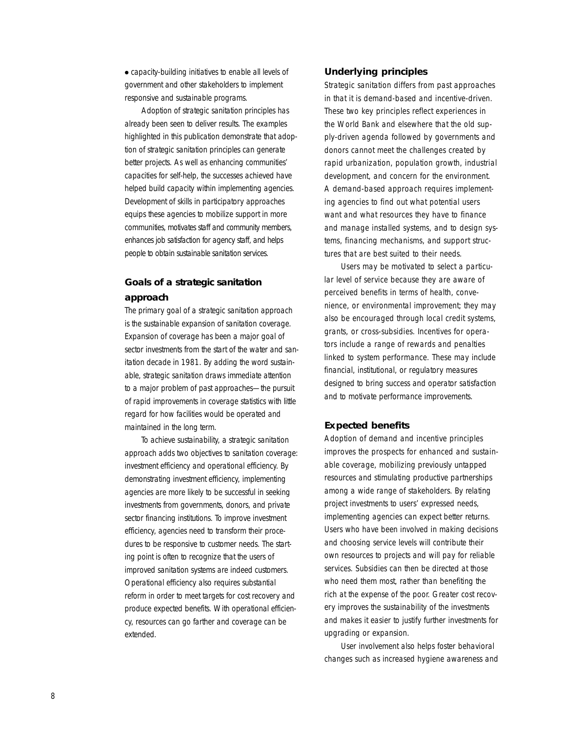- capacity-building initiatives to enable all levels of government and other stakeholders to implement responsive and sustainable programs.

Adoption of strategic sanitation principles has already been seen to deliver results. The examples highlighted in this publication demonstrate that adoption of strategic sanitation principles can generate better projects. As well as enhancing communities' capacities for self-help, the successes achieved have helped build capacity within implementing agencies. Development of skills in participatory approaches equips these agencies to mobilize support in more communities, motivates staff and community members, enhances job satisfaction for agency staff, and helps people to obtain sustainable sanitation services.

### Goals of a strategic sanitation approach

The primary goal of a strategic sanitation approach is the sustainable expansion of sanitation coverage. Expansion of coverage has been a major goal of sector investments from the start of the water and sanitation decade in 1981. By adding the word sustainable, strategic sanitation draws immediate attention to a major problem of past approaches—the pursuit of rapid improvements in coverage statistics with little regard for how facilities would be operated and maintained in the long term.

To achieve sustainability, a strategic sanitation approach adds two objectives to sanitation coverage: investment efficiency and operational efficiency. By demonstrating investment efficiency, implementing agencies are more likely to be successful in seeking investments from governments, donors, and private sector financing institutions. To improve investment efficiency, agencies need to transform their procedures to be responsive to customer needs. The starting point is often to recognize that the users of improved sanitation systems are indeed customers. Operational efficiency also requires substantial reform in order to meet targets for cost recovery and produce expected benefits. With operational efficiency, resources can go farther and coverage can be extended.

### Underlying principles

Strategic sanitation differs from past approaches in that it is demand-based and incentive-driven. These two key principles reflect experiences in the World Bank and elsewhere that the old supply-driven agenda followed by governments and donors cannot meet the challenges created by rapid urbanization, population growth, industrial development, and concern for the environment. A demand-based approach requires implementing agencies to find out what potential users want and what resources they have to finance and manage installed systems, and to design systems, financing mechanisms, and support structures that are best suited to their needs.

Users may be motivated to select a particular level of service because they are aware of perceived benefits in terms of health, convenience, or environmental improvement; they may also be encouraged through local credit systems, grants, or cross-subsidies. Incentives for operators include a range of rewards and penalties linked to system performance. These may include financial, institutional, or regulatory measures designed to bring success and operator satisfaction and to motivate performance improvements.

### Expected benefits

Adoption of demand and incentive principles improves the prospects for enhanced and sustainable coverage, mobilizing previously untapped resources and stimulating productive partnerships among a wide range of stakeholders. By relating project investments to users' expressed needs, implementing agencies can expect better returns. Users who have been involved in making decisions and choosing service levels will contribute their own resources to projects and will pay for reliable services. Subsidies can then be directed at those who need them most, rather than benefiting the rich at the expense of the poor. Greater cost recovery improves the sustainability of the investments and makes it easier to justify further investments for upgrading or expansion.

User involvement also helps foster behavioral changes such as increased hygiene awareness and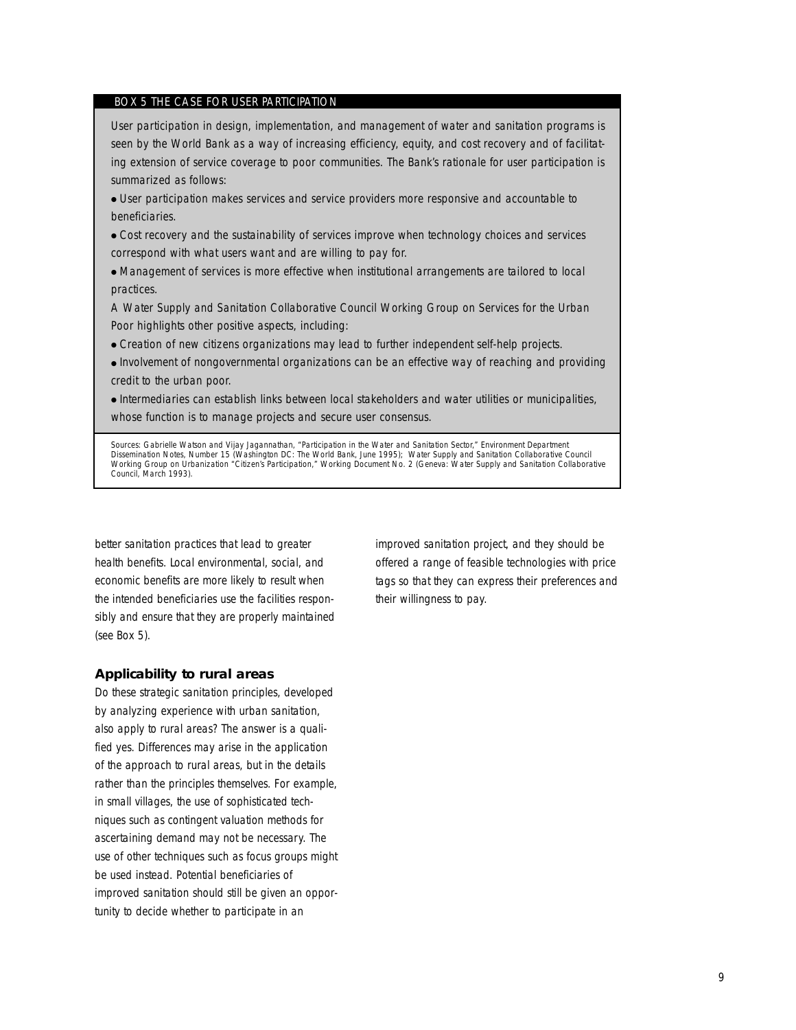**BOX 5 THE CASE FOR USER PARTICIPATION**

User participation in design, implementation, and management of water and sanitation programs is seen by the World Bank as a way of increasing efficiency, equity, and cost recovery and of facilitating extension of service coverage to poor communities. The Bank's rationale for user participation is summarized as follows:

- User participation makes services and service providers more responsive and accountable to beneficiaries.
- Cost recovery and the sustainability of services improve when technology choices and services correspond with what users want and are willing to pay for.
- Management of services is more effective when institutional arrangements are tailored to local practices.

A Water Supply and Sanitation Collaborative Council Working Group on Services for the Urban Poor highlights other positive aspects, including:

- Creation of new citizens organizations may lead to further independent self-help projects.
- Involvement of nongovernmental organizations can be an effective way of reaching and providing credit to the urban poor.
- Intermediaries can establish links between local stakeholders and water utilities or municipalities, whose function is to manage projects and secure user consensus.

Sources: Gabrielle Watson and Vijay Jagannathan, "Participation in the Water and Sanitation Sector," Environment Department Dissemination Notes, Number 15 (Washington DC: The World Bank, June 1995); Water Supply and Sanitation Collaborative Council Working Group on Urbanization "Citizen's Participation," Working Document No. 2 (Geneva: Water Supply and Sanitation Collaborative Council, March 1993).

better sanitation practices that lead to greater health benefits. Local environmental, social, and economic benefits are more likely to result when the intended beneficiaries use the facilities responsibly and ensure that they are properly maintained (see Box 5).

### Applicability to rural areas

Do these strategic sanitation principles, developed by analyzing experience with urban sanitation, also apply to rural areas? The answer is a qualified yes. Differences may arise in the application of the approach to rural areas, but in the details rather than the principles themselves. For example, in small villages, the use of sophisticated techniques such as contingent valuation methods for ascertaining demand may not be necessary. The use of other techniques such as focus groups might be used instead. Potential beneficiaries of improved sanitation should still be given an opportunity to decide whether to participate in an improved sanitation project, and they should be offered a range of feasible technologies with price tags so that they can express their preferences and their willingness to pay.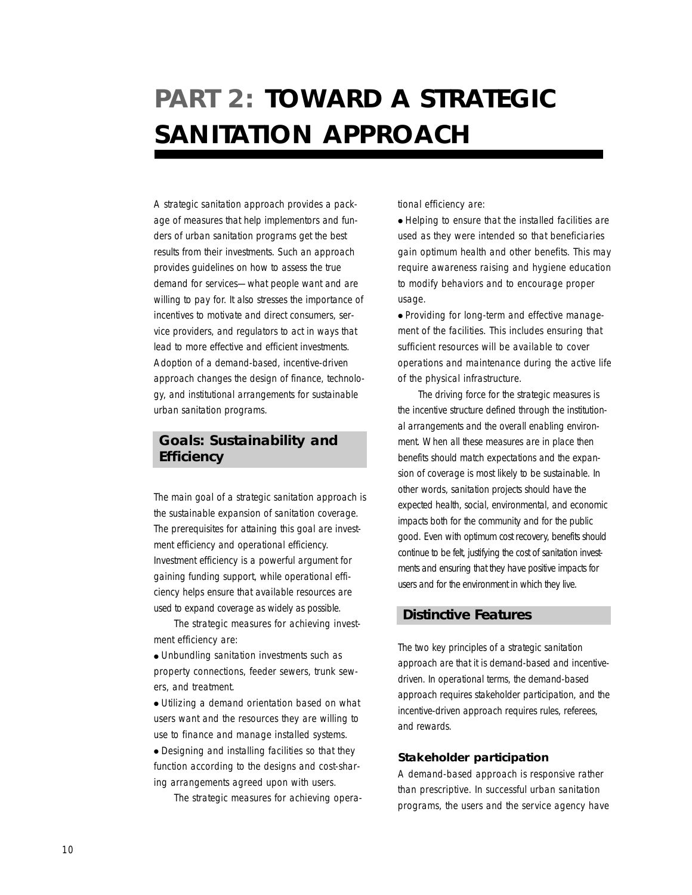# PART 2: TOWARD A STRATEGIC SANITATION APPROACH

A strategic sanitation approach provides a package of measures that help implementors and funders of urban sanitation programs get the best results from their investments. Such an approach provides guidelines on how to assess the true demand for services—what people want and are willing to pay for. It also stresses the importance of incentives to motivate and direct consumers, service providers, and regulators to act in ways that lead to more effective and efficient investments. Adoption of a demand-based, incentive-driven approach changes the design of finance, technology, and institutional arrangements for sustainable urban sanitation programs.

## Goals: Sustainability and Efficiency

The main goal of a strategic sanitation approach is the sustainable expansion of sanitation coverage. The prerequisites for attaining this goal are investment efficiency and operational efficiency. Investment efficiency is a powerful argument for gaining funding support, while operational efficiency helps ensure that available resources are used to expand coverage as widely as possible.

The strategic measures for achieving investment efficiency are:

- Unbundling sanitation investments such as property connections, feeder sewers, trunk sewers, and treatment.
- Utilizing a demand orientation based on what users want and the resources they are willing to use to finance and manage installed systems.
- Designing and installing facilities so that they function according to the designs and cost-sharing arrangements agreed upon with users.

The strategic measures for achieving operational efficiency are:

- Helping to ensure that the installed facilities are used as they were intended so that beneficiaries gain optimum health and other benefits. This may require awareness raising and hygiene education to modify behaviors and to encourage proper usage.
- Providing for long-term and effective management of the facilities. This includes ensuring that sufficient resources will be available to cover operations and maintenance during the active life of the physical infrastructure.

The driving force for the strategic measures is the incentive structure defined through the institutional arrangements and the overall enabling environment. When all these measures are in place then benefits should match expectations and the expansion of coverage is most likely to be sustainable. In other words, sanitation projects should have the expected health, social, environmental, and economic impacts both for the community and for the public good. Even with optimum cost recovery, benefits should continue to be felt, justifying the cost of sanitation investments and ensuring that they have positive impacts for users and for the environment in which they live.

## Distinctive Features

The two key principles of a strategic sanitation approach are that it is demand-based and incentive-driven. In operational terms, the demand-based approach requires stakeholder participation, and the incentive-driven approach requires rules, referees, and rewards.

### Stakeholder participation

A demand-based approach is responsive rather than prescriptive. In successful urban sanitation programs, the users and the service agency have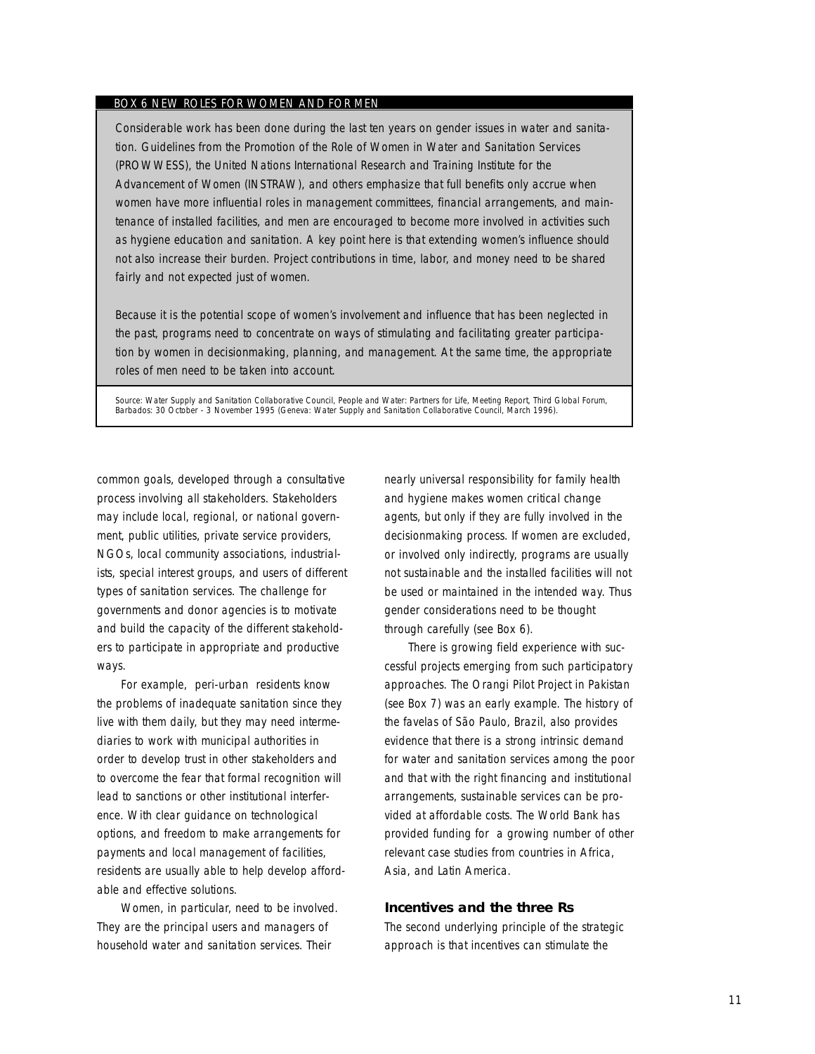**BOX 6 NEW ROLES FOR WOMEN AND FOR MEN**

Considerable work has been done during the last ten years on gender issues in water and sanitation. Guidelines from the Promotion of the Role of Women in Water and Sanitation Services (PROWWESS), the United Nations International Research and Training Institute for the Advancement of Women (INSTRAW), and others emphasize that full benefits only accrue when women have more influential roles in management committees, financial arrangements, and maintenance of installed facilities, and men are encouraged to become more involved in activities such as hygiene education and sanitation. A key point here is that extending women's influence should not also increase their burden. Project contributions in time, labor, and money need to be shared fairly and not expected just of women.

Because it is the potential scope of women's involvement and influence that has been neglected in the past, programs need to concentrate on ways of stimulating and facilitating greater participation by women in decisionmaking, planning, and management. At the same time, the appropriate roles of men need to be taken into account.

Source: Water Supply and Sanitation Collaborative Council, People and Water: Partners for Life, Meeting Report, Third Global Forum, Barbados: 30 October - 3 November 1995 (Geneva: Water Supply and Sanitation Collaborative Council, March 1996).

common goals, developed through a consultative process involving all stakeholders. Stakeholders may include local, regional, or national government, public utilities, private service providers, NGOs, local community associations, industrialists, special interest groups, and users of different types of sanitation services. The challenge for governments and donor agencies is to motivate and build the capacity of the different stakeholders to participate in appropriate and productive ways.

For example, peri-urban residents know the problems of inadequate sanitation since they live with them daily, but they may need intermediaries to work with municipal authorities in order to develop trust in other stakeholders and to overcome the fear that formal recognition will lead to sanctions or other institutional interference. With clear guidance on technological options, and freedom to make arrangements for payments and local management of facilities, residents are usually able to help develop affordable and effective solutions.

Women, in particular, need to be involved. They are the principal users and managers of household water and sanitation services. Their nearly universal responsibility for family health and hygiene makes women critical change agents, but only if they are fully involved in the decisionmaking process. If women are excluded, or involved only indirectly, programs are usually not sustainable and the installed facilities will not be used or maintained in the intended way. Thus gender considerations need to be thought through carefully (see Box 6).

There is growing field experience with successful projects emerging from such participatory approaches. The Orangi Pilot Project in Pakistan (see Box 7) was an early example. The history of the favelas of São Paulo, Brazil, also provides evidence that there is a strong intrinsic demand for water and sanitation services among the poor and that with the right financing and institutional arrangements, sustainable services can be provided at affordable costs. The World Bank has provided funding for a growing number of other relevant case studies from countries in Africa, Asia, and Latin America.

### Incentives and the three Rs

The second underlying principle of the strategic approach is that incentives can stimulate the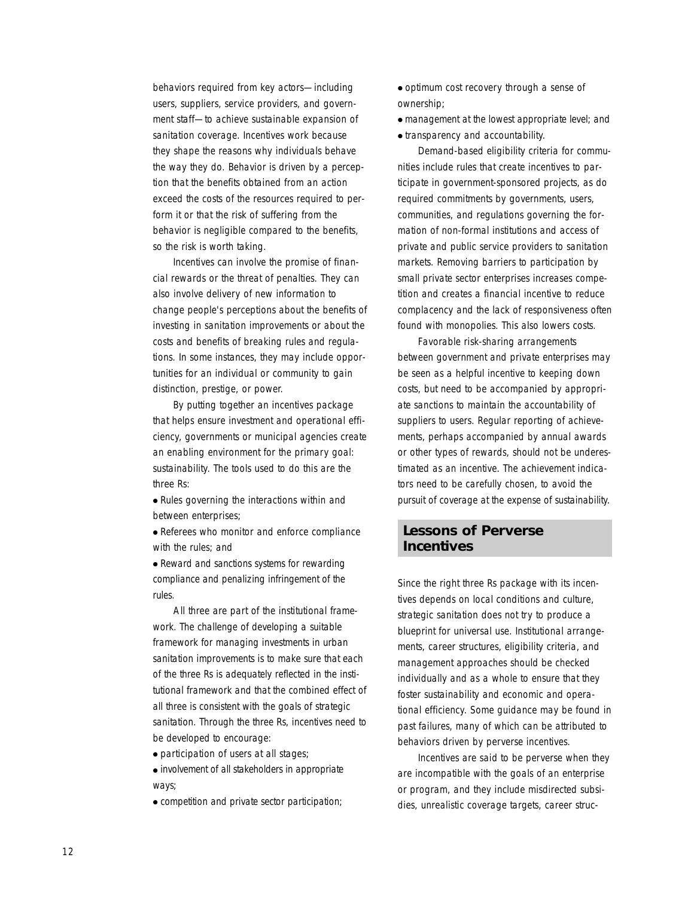behaviors required from key actors—including users, suppliers, service providers, and government staff—to achieve sustainable expansion of sanitation coverage. Incentives work because they shape the reasons why individuals behave the way they do. Behavior is driven by a perception that the benefits obtained from an action exceed the costs of the resources required to perform it or that the risk of suffering from the behavior is negligible compared to the benefits, so the risk is worth taking.

Incentives can involve the promise of financial rewards or the threat of penalties. They can also involve delivery of new information to change people's perceptions about the benefits of investing in sanitation improvements or about the costs and benefits of breaking rules and regulations. In some instances, they may include opportunities for an individual or community to gain distinction, prestige, or power.

By putting together an incentives package that helps ensure investment and operational efficiency, governments or municipal agencies create an enabling environment for the primary goal: sustainability. The tools used to do this are the three Rs:

- Rules governing the interactions within and between enterprises;
- Referees who monitor and enforce compliance with the rules; and
- Reward and sanctions systems for rewarding compliance and penalizing infringement of the rules.

All three are part of the institutional framework. The challenge of developing a suitable framework for managing investments in urban sanitation improvements is to make sure that each of the three Rs is adequately reflected in the institutional framework and that the combined effect of all three is consistent with the goals of strategic sanitation. Through the three Rs, incentives need to be developed to encourage:

- participation of users at all stages;
- involvement of all stakeholders in appropriate ways;
- competition and private sector participation;
- optimum cost recovery through a sense of ownership;
- management at the lowest appropriate level; and
- transparency and accountability.

Demand-based eligibility criteria for communities include rules that create incentives to participate in government-sponsored projects, as do required commitments by governments, users, communities, and regulations governing the formation of non-formal institutions and access of private and public service providers to sanitation markets. Removing barriers to participation by small private sector enterprises increases competition and creates a financial incentive to reduce complacency and the lack of responsiveness often found with monopolies. This also lowers costs.

Favorable risk-sharing arrangements between government and private enterprises may be seen as a helpful incentive to keeping down costs, but need to be accompanied by appropriate sanctions to maintain the accountability of suppliers to users. Regular reporting of achievements, perhaps accompanied by annual awards or other types of rewards, should not be underestimated as an incentive. The achievement indicators need to be carefully chosen, to avoid the pursuit of coverage at the expense of sustainability.

## Lessons of Perverse Incentives

Since the right three Rs package with its incentives depends on local conditions and culture, strategic sanitation does not try to produce a blueprint for universal use. Institutional arrangements, career structures, eligibility criteria, and management approaches should be checked individually and as a whole to ensure that they foster sustainability and economic and operational efficiency. Some guidance may be found in past failures, many of which can be attributed to behaviors driven by perverse incentives.

Incentives are said to be perverse when they are incompatible with the goals of an enterprise or program, and they include misdirected subsidies, unrealistic coverage targets, career struc-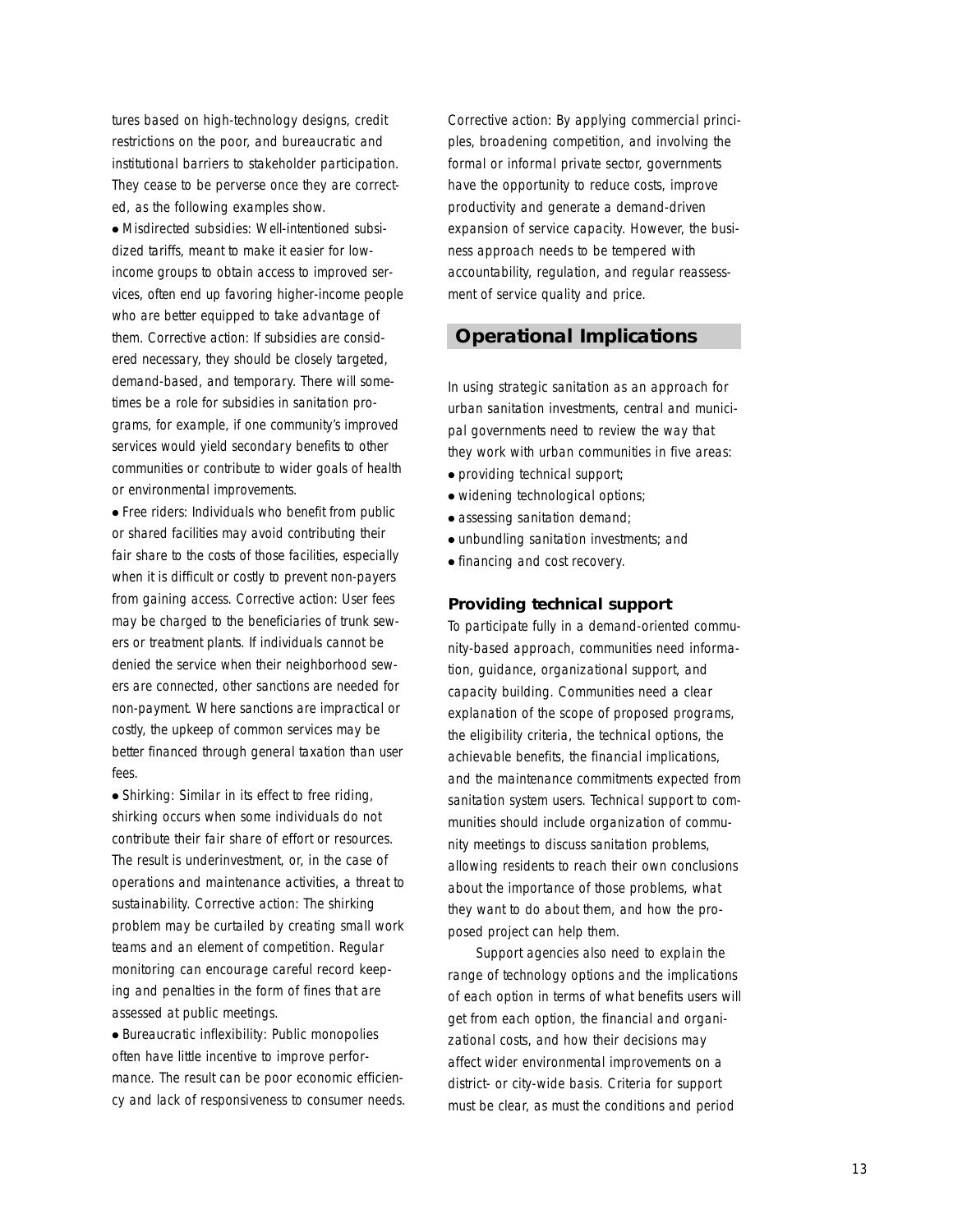tures based on high-technology designs, credit restrictions on the poor, and bureaucratic and institutional barriers to stakeholder participation. They cease to be perverse once they are corrected, as the following examples show.

- Misdirected subsidies: Well-intentioned subsidized tariffs, meant to make it easier for low-income groups to obtain access to improved services, often end up favoring higher-income people who are better equipped to take advantage of them. Corrective action: If subsidies are considered necessary, they should be closely targeted, demand-based, and temporary. There will sometimes be a role for subsidies in sanitation programs, for example, if one community's improved services would yield secondary benefits to other communities or contribute to wider goals of health or environmental improvements.
- Free riders: Individuals who benefit from public or shared facilities may avoid contributing their fair share to the costs of those facilities, especially when it is difficult or costly to prevent non-payers from gaining access. Corrective action: User fees may be charged to the beneficiaries of trunk sewers or treatment plants. If individuals cannot be denied the service when their neighborhood sewers are connected, other sanctions are needed for non-payment. Where sanctions are impractical or costly, the upkeep of common services may be better financed through general taxation than user fees.
- Shirking: Similar in its effect to free riding, shirking occurs when some individuals do not contribute their fair share of effort or resources. The result is underinvestment, or, in the case of operations and maintenance activities, a threat to sustainability. Corrective action: The shirking problem may be curtailed by creating small work teams and an element of competition. Regular monitoring can encourage careful record keeping and penalties in the form of fines that are assessed at public meetings.
- Bureaucratic inflexibility: Public monopolies often have little incentive to improve performance. The result can be poor economic efficiency and lack of responsiveness to consumer needs. Corrective action: By applying commercial principles, broadening competition, and involving the formal or informal private sector, governments have the opportunity to reduce costs, improve productivity and generate a demand-driven expansion of service capacity. However, the business approach needs to be tempered with accountability, regulation, and regular reassessment of service quality and price.

## Operational Implications

In using strategic sanitation as an approach for urban sanitation investments, central and municipal governments need to review the way that they work with urban communities in five areas:

- providing technical support;
- widening technological options;
- assessing sanitation demand;
- unbundling sanitation investments; and
- financing and cost recovery.

### Providing technical support

To participate fully in a demand-oriented community-based approach, communities need information, guidance, organizational support, and capacity building. Communities need a clear explanation of the scope of proposed programs, the eligibility criteria, the technical options, the achievable benefits, the financial implications, and the maintenance commitments expected from sanitation system users. Technical support to communities should include organization of community meetings to discuss sanitation problems, allowing residents to reach their own conclusions about the importance of those problems, what they want to do about them, and how the proposed project can help them.

Support agencies also need to explain the range of technology options and the implications of each option in terms of what benefits users will get from each option, the financial and organizational costs, and how their decisions may affect wider environmental improvements on a district- or city-wide basis. Criteria for support must be clear, as must the conditions and period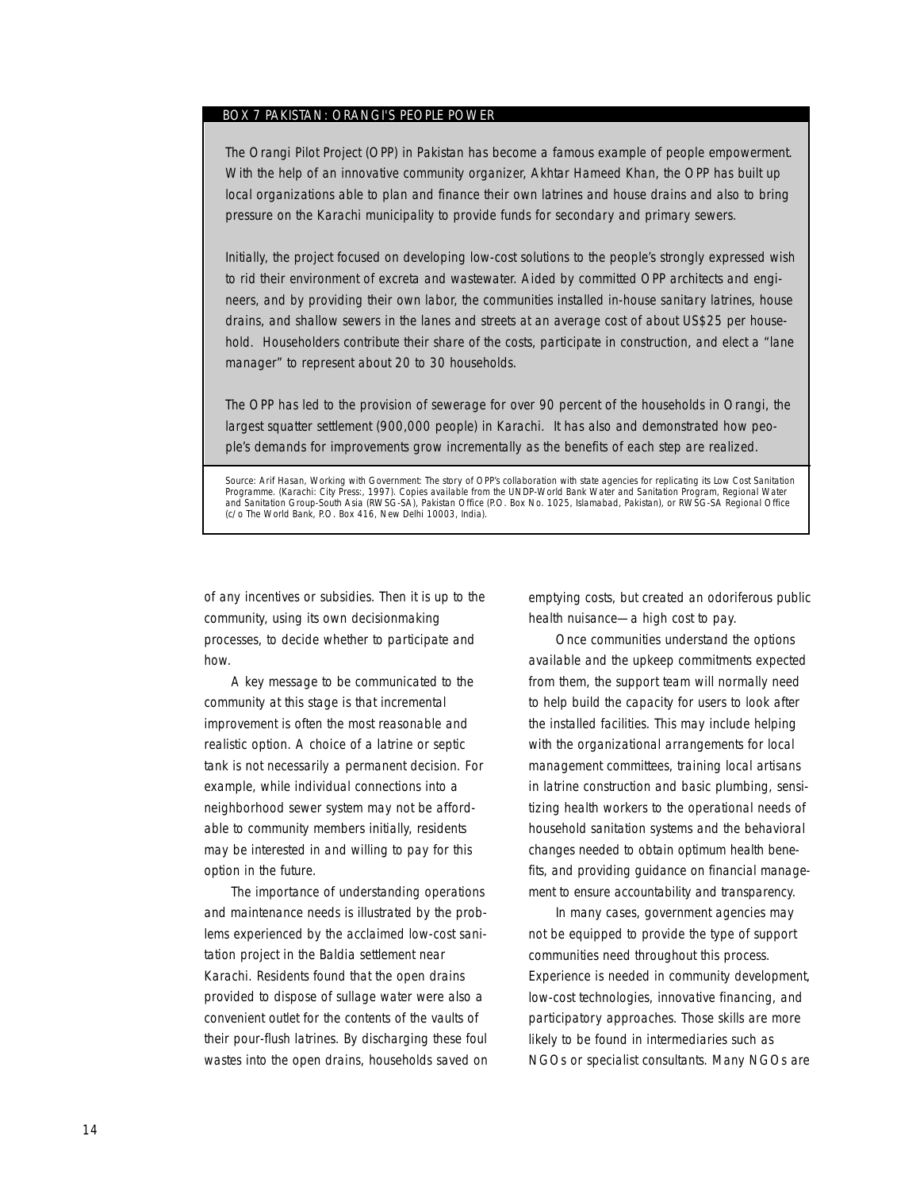### BOX 7 PAKISTAN: ORANGI'S PEOPLE POWER

The Orangi Pilot Project (OPP) in Pakistan has become a famous example of people empowerment. With the help of an innovative community organizer, Akhtar Hameed Khan, the OPP has built up local organizations able to plan and finance their own latrines and house drains and also to bring pressure on the Karachi municipality to provide funds for secondary and primary sewers.

Initially, the project focused on developing low-cost solutions to the people's strongly expressed wish to rid their environment of excreta and wastewater. Aided by committed OPP architects and engineers, and by providing their own labor, the communities installed in-house sanitary latrines, house drains, and shallow sewers in the lanes and streets at an average cost of about US$25 per household. Householders contribute their share of the costs, participate in construction, and elect a "lane manager" to represent about 20 to 30 households.

The OPP has led to the provision of sewerage for over 90 percent of the households in Orangi, the largest squatter settlement (900,000 people) in Karachi. It has also and demonstrated how people's demands for improvements grow incrementally as the benefits of each step are realized.

Source: Arif Hasan, Working with Government: The story of OPP's collaboration with state agencies for replicating its Low Cost Sanitation Programme. (Karachi: City Press:, 1997). Copies available from the UNDP-World Bank Water and Sanitation Program, Regional Water and Sanitation Group-South Asia (RWSG-SA), Pakistan Office (P.O. Box No. 1025, Islamabad, Pakistan), or RWSG-SA Regional Office (c/o The World Bank, P.O. Box 416, New Delhi 10003, India).

of any incentives or subsidies. Then it is up to the community, using its own decisionmaking processes, to decide whether to participate and how.

A key message to be communicated to the community at this stage is that incremental improvement is often the most reasonable and realistic option. A choice of a latrine or septic tank is not necessarily a permanent decision. For example, while individual connections into a neighborhood sewer system may not be affordable to community members initially, residents may be interested in and willing to pay for this option in the future.

The importance of understanding operations and maintenance needs is illustrated by the problems experienced by the acclaimed low-cost sanitation project in the Baldia settlement near Karachi. Residents found that the open drains provided to dispose of sullage water were also a convenient outlet for the contents of the vaults of their pour-flush latrines. By discharging these foul wastes into the open drains, households saved on emptying costs, but created an odoriferous public health nuisance—a high cost to pay.

Once communities understand the options available and the upkeep commitments expected from them, the support team will normally need to help build the capacity for users to look after the installed facilities. This may include helping with the organizational arrangements for local management committees, training local artisans in latrine construction and basic plumbing, sensitizing health workers to the operational needs of household sanitation systems and the behavioral changes needed to obtain optimum health benefits, and providing guidance on financial management to ensure accountability and transparency.

In many cases, government agencies may not be equipped to provide the type of support communities need throughout this process. Experience is needed in community development, low-cost technologies, innovative financing, and participatory approaches. Those skills are more likely to be found in intermediaries such as NGOs or specialist consultants. Many NGOs are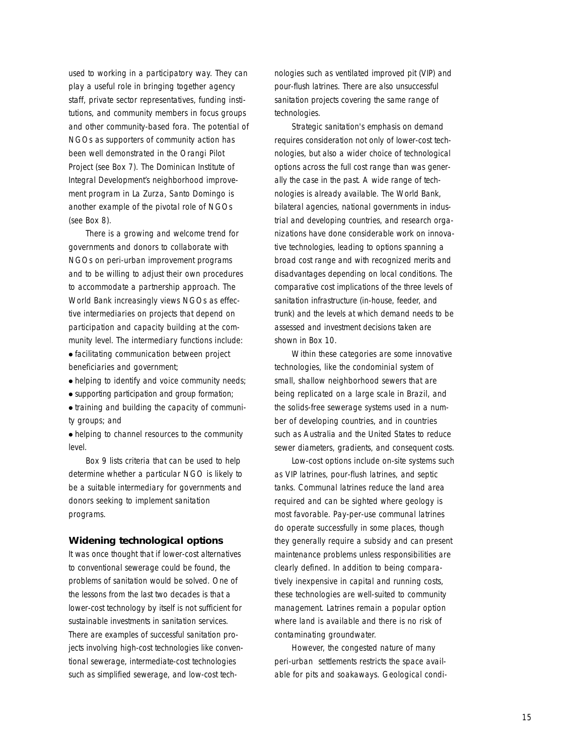used to working in a participatory way. They can play a useful role in bringing together agency staff, private sector representatives, funding institutions, and community members in focus groups and other community-based fora. The potential of NGOs as supporters of community action has been well demonstrated in the Orangi Pilot Project (see Box 7). The Dominican Institute of Integral Development's neighborhood improvement program in La Zurza, Santo Domingo is another example of the pivotal role of NGOs (see Box 8).

There is a growing and welcome trend for governments and donors to collaborate with NGOs on peri-urban improvement programs and to be willing to adjust their own procedures to accommodate a partnership approach. The World Bank increasingly views NGOs as effective intermediaries on projects that depend on participation and capacity building at the community level. The intermediary functions include:

- facilitating communication between project beneficiaries and government;
- helping to identify and voice community needs;
- supporting participation and group formation;
- training and building the capacity of community groups; and
- helping to channel resources to the community level.

Box 9 lists criteria that can be used to help determine whether a particular NGO is likely to be a suitable intermediary for governments and donors seeking to implement sanitation programs.

### Widening technological options

It was once thought that if lower-cost alternatives to conventional sewerage could be found, the problems of sanitation would be solved. One of the lessons from the last two decades is that a lower-cost technology by itself is not sufficient for sustainable investments in sanitation services. There are examples of successful sanitation projects involving high-cost technologies like conventional sewerage, intermediate-cost technologies such as simplified sewerage, and low-cost technologies such as ventilated improved pit (VIP) and pour-flush latrines. There are also unsuccessful sanitation projects covering the same range of technologies.

Strategic sanitation's emphasis on demand requires consideration not only of lower-cost technologies, but also a wider choice of technological options across the full cost range than was generally the case in the past. A wide range of technologies is already available. The World Bank, bilateral agencies, national governments in industrial and developing countries, and research organizations have done considerable work on innovative technologies, leading to options spanning a broad cost range and with recognized merits and disadvantages depending on local conditions. The comparative cost implications of the three levels of sanitation infrastructure (in-house, feeder, and trunk) and the levels at which demand needs to be assessed and investment decisions taken are shown in Box 10.

Within these categories are some innovative technologies, like the condominial system of small, shallow neighborhood sewers that are being replicated on a large scale in Brazil, and the solids-free sewerage systems used in a number of developing countries, and in countries such as Australia and the United States to reduce sewer diameters, gradients, and consequent costs.

Low-cost options include on-site systems such as VIP latrines, pour-flush latrines, and septic tanks. Communal latrines reduce the land area required and can be sighted where geology is most favorable. Pay-per-use communal latrines do operate successfully in some places, though they generally require a subsidy and can present maintenance problems unless responsibilities are clearly defined. In addition to being comparatively inexpensive in capital and running costs, these technologies are well-suited to community management. Latrines remain a popular option where land is available and there is no risk of contaminating groundwater.

However, the congested nature of many peri-urban settlements restricts the space available for pits and soakaways. Geological condi-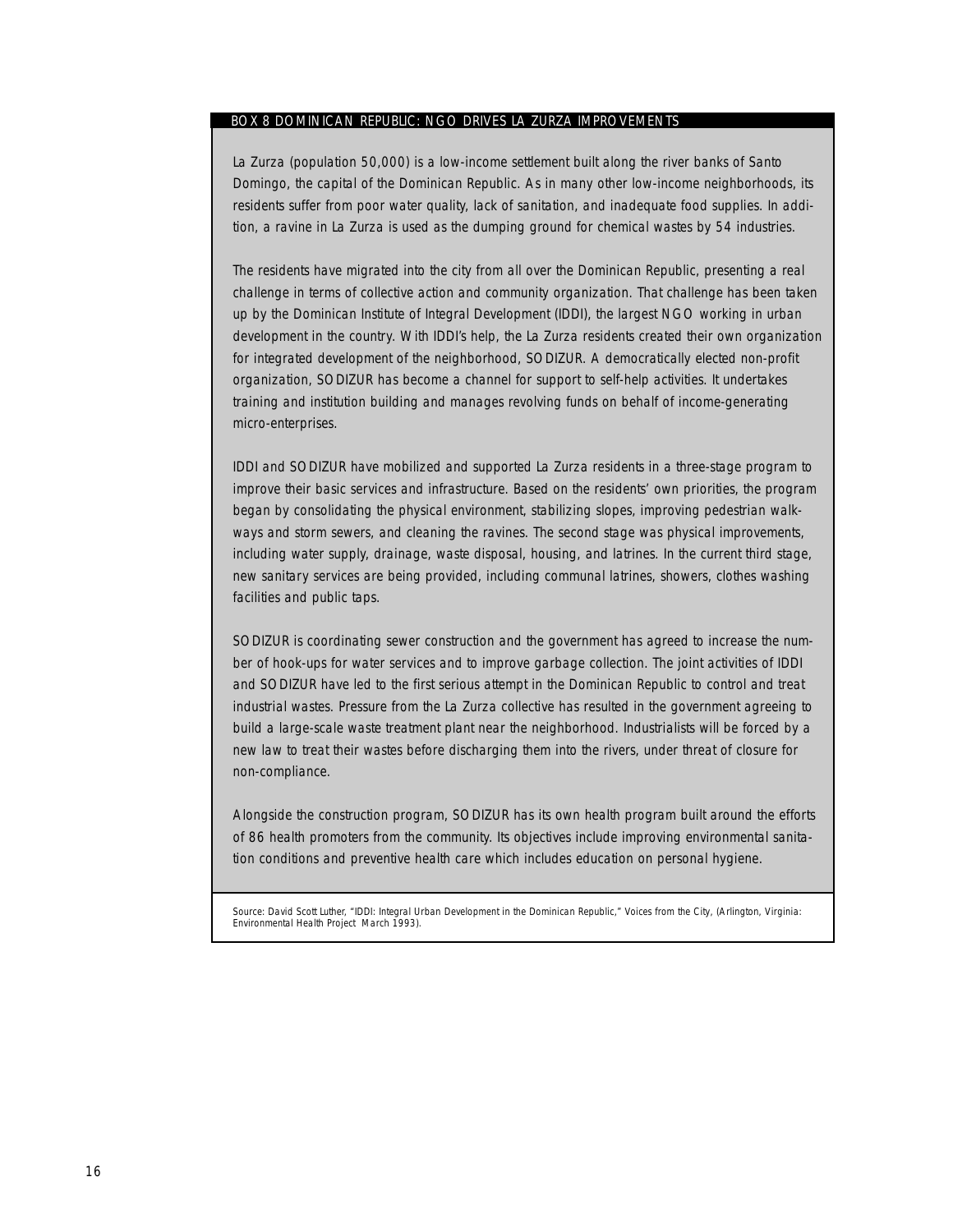## BOX 8 DOMINICAN REPUBLIC: NGO DRIVES LA ZURZA IMPROVEMENTS

La Zurza (population 50,000) is a low-income settlement built along the river banks of Santo Domingo, the capital of the Dominican Republic. As in many other low-income neighborhoods, its residents suffer from poor water quality, lack of sanitation, and inadequate food supplies. In addition, a ravine in La Zurza is used as the dumping ground for chemical wastes by 54 industries.

The residents have migrated into the city from all over the Dominican Republic, presenting a real challenge in terms of collective action and community organization. That challenge has been taken up by the Dominican Institute of Integral Development (IDDI), the largest NGO working in urban development in the country. With IDDI's help, the La Zurza residents created their own organization for integrated development of the neighborhood, SODIZUR. A democratically elected non-profit organization, SODIZUR has become a channel for support to self-help activities. It undertakes training and institution building and manages revolving funds on behalf of income-generating micro-enterprises.

IDDI and SODIZUR have mobilized and supported La Zurza residents in a three-stage program to improve their basic services and infrastructure. Based on the residents' own priorities, the program began by consolidating the physical environment, stabilizing slopes, improving pedestrian walkways and storm sewers, and cleaning the ravines. The second stage was physical improvements, including water supply, drainage, waste disposal, housing, and latrines. In the current third stage, new sanitary services are being provided, including communal latrines, showers, clothes washing facilities and public taps.

SODIZUR is coordinating sewer construction and the government has agreed to increase the number of hook-ups for water services and to improve garbage collection. The joint activities of IDDI and SODIZUR have led to the first serious attempt in the Dominican Republic to control and treat industrial wastes. Pressure from the La Zurza collective has resulted in the government agreeing to build a large-scale waste treatment plant near the neighborhood. Industrialists will be forced by a new law to treat their wastes before discharging them into the rivers, under threat of closure for non-compliance.

Alongside the construction program, SODIZUR has its own health program built around the efforts of 86 health promoters from the community. Its objectives include improving environmental sanitation conditions and preventive health care which includes education on personal hygiene.

Source: David Scott Luther, "IDDI: Integral Urban Development in the Dominican Republic," Voices from the City, (Arlington, Virginia: Environmental Health Project March 1993).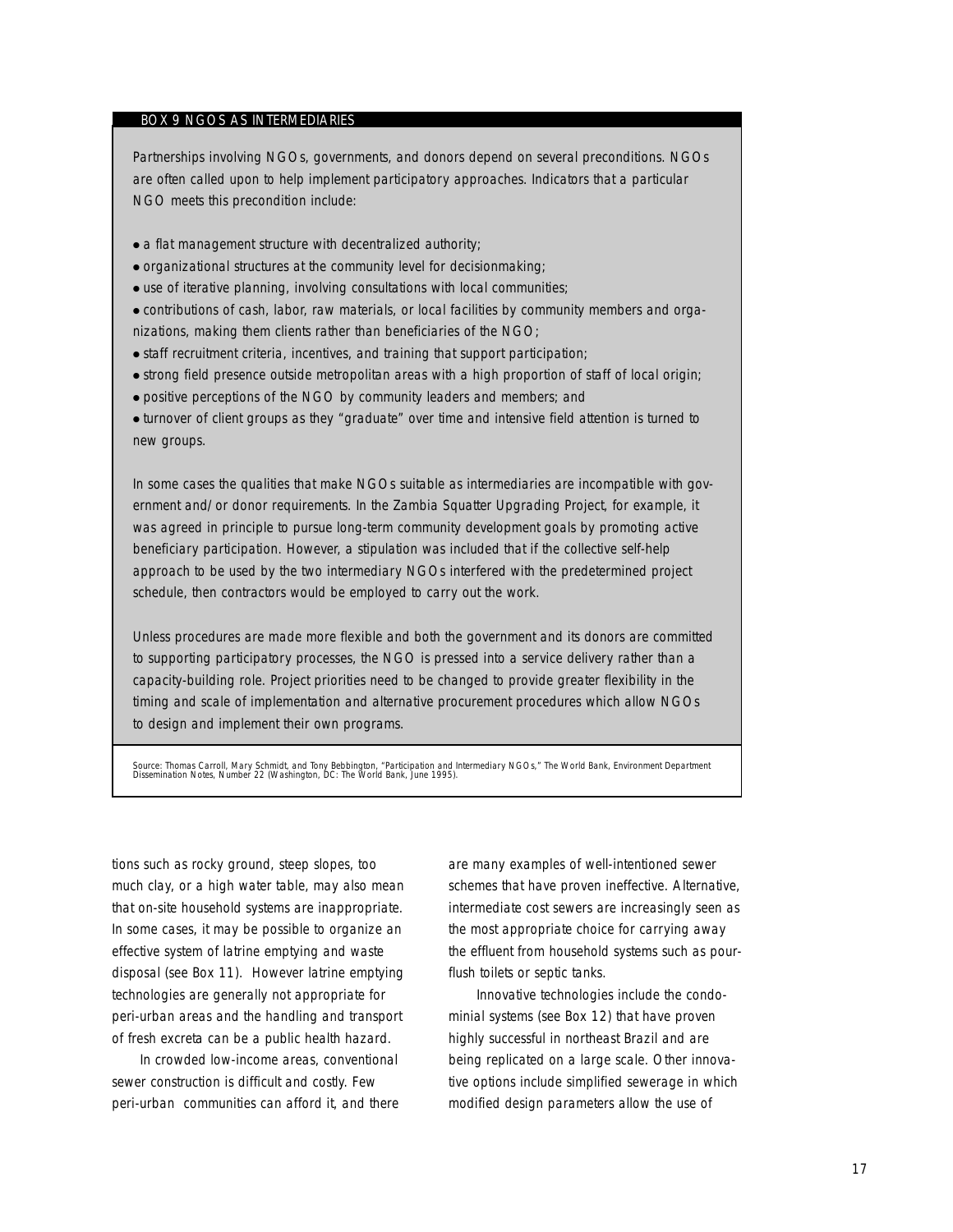### BOX 9 NGOS AS INTERMEDIARIES

Partnerships involving NGOs, governments, and donors depend on several preconditions. NGOs are often called upon to help implement participatory approaches. Indicators that a particular NGO meets this precondition include:

- a flat management structure with decentralized authority;
- organizational structures at the community level for decisionmaking;
- use of iterative planning, involving consultations with local communities;
- contributions of cash, labor, raw materials, or local facilities by community members and organizations, making them clients rather than beneficiaries of the NGO;
- staff recruitment criteria, incentives, and training that support participation;
- strong field presence outside metropolitan areas with a high proportion of staff of local origin;
- positive perceptions of the NGO by community leaders and members; and
- turnover of client groups as they "graduate" over time and intensive field attention is turned to new groups.

In some cases the qualities that make NGOs suitable as intermediaries are incompatible with government and/or donor requirements. In the Zambia Squatter Upgrading Project, for example, it was agreed in principle to pursue long-term community development goals by promoting active beneficiary participation. However, a stipulation was included that if the collective self-help approach to be used by the two intermediary NGOs interfered with the predetermined project schedule, then contractors would be employed to carry out the work.

Unless procedures are made more flexible and both the government and its donors are committed to supporting participatory processes, the NGO is pressed into a service delivery rather than a capacity-building role. Project priorities need to be changed to provide greater flexibility in the timing and scale of implementation and alternative procurement procedures which allow NGOs to design and implement their own programs.

Source: Thomas Carroll, Mary Schmidt, and Tony Bebbington, "Participation and Intermediary NGOs," The World Bank, Environment Department Dissemination Notes, Number 22 (Washington, DC: The World Bank, June 1995).

---

tions such as rocky ground, steep slopes, too much clay, or a high water table, may also mean that on-site household systems are inappropriate. In some cases, it may be possible to organize an effective system of latrine emptying and waste disposal (see Box 11). However latrine emptying technologies are generally not appropriate for peri-urban areas and the handling and transport of fresh excreta can be a public health hazard.

In crowded low-income areas, conventional sewer construction is difficult and costly. Few peri-urban communities can afford it, and there are many examples of well-intentioned sewer schemes that have proven ineffective. Alternative, intermediate cost sewers are increasingly seen as the most appropriate choice for carrying away the effluent from household systems such as pour-flush toilets or septic tanks.

Innovative technologies include the condominial systems (see Box 12) that have proven highly successful in northeast Brazil and are being replicated on a large scale. Other innovative options include simplified sewerage in which modified design parameters allow the use of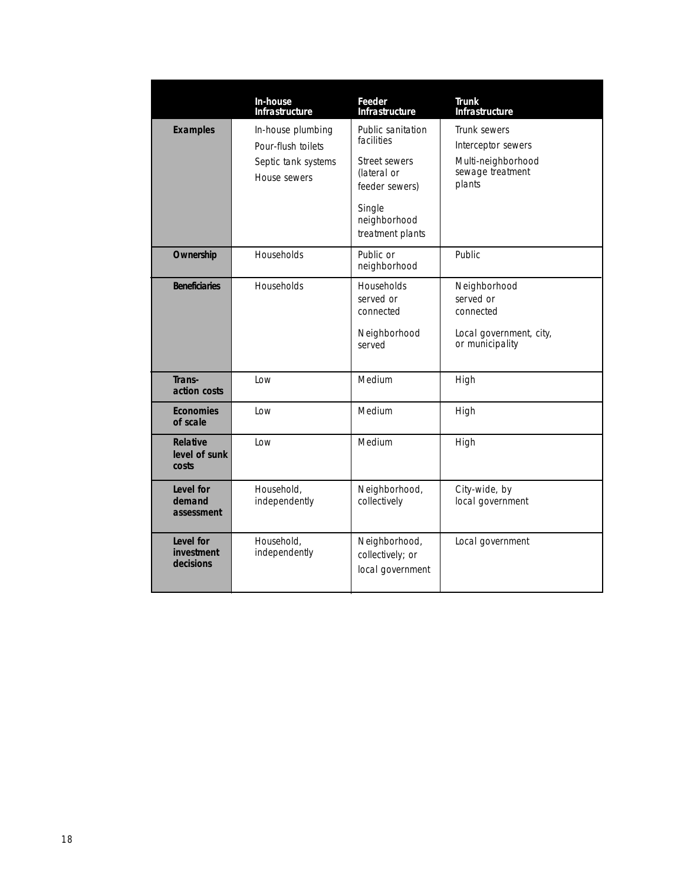| | In-house Infrastructure | Feeder Infrastructure | Trunk Infrastructure |
|---|---|---|---|
| **Examples** | In-house plumbing<br>Pour-flush toilets<br>Septic tank systems<br>House sewers | Public sanitation facilities<br>Street sewers (lateral or feeder sewers)<br>Single neighborhood treatment plants | Trunk sewers<br>Interceptor sewers<br>Multi-neighborhood sewage treatment plants |
| **Ownership** | Households | Public or neighborhood | Public |
| **Beneficiaries** | Households | Households served or connected<br>Neighborhood served | Neighborhood served or connected<br>Local government, city, or municipality |
| **Trans-action costs** | Low | Medium | High |
| **Economies of scale** | Low | Medium | High |
| **Relative level of sunk costs** | Low | Medium | High |
| **Level for demand assessment** | Household, independently | Neighborhood, collectively | City-wide, by local government |
| **Level for investment decisions** | Household, independently | Neighborhood, collectively; or local government | Local government |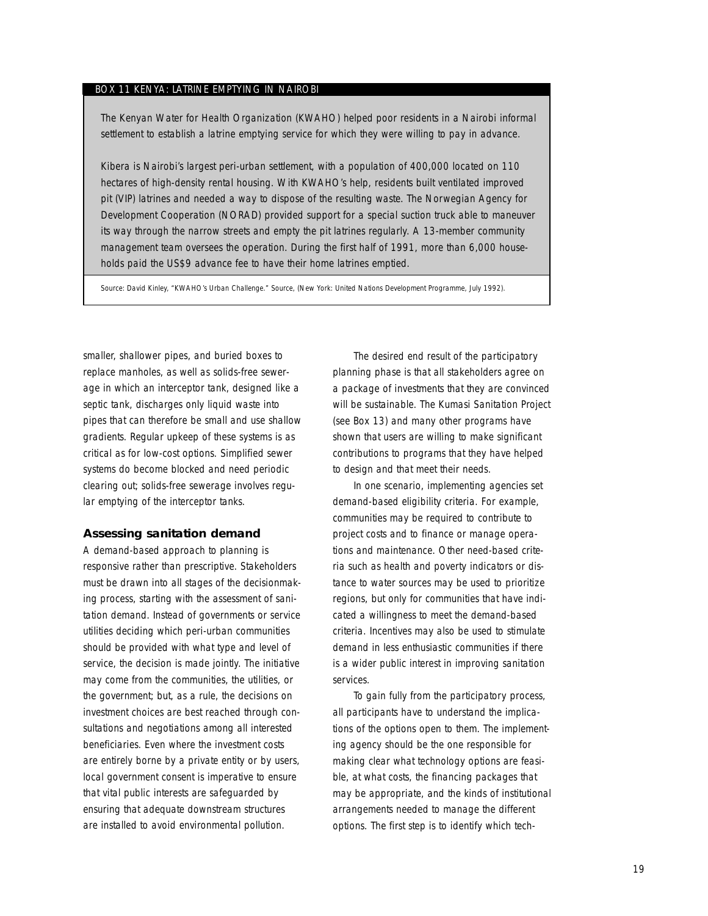**BOX 11 KENYA: LATRINE EMPTYING IN NAIROBI**

The Kenyan Water for Health Organization (KWAHO) helped poor residents in a Nairobi informal settlement to establish a latrine emptying service for which they were willing to pay in advance.

Kibera is Nairobi's largest peri-urban settlement, with a population of 400,000 located on 110 hectares of high-density rental housing. With KWAHO's help, residents built ventilated improved pit (VIP) latrines and needed a way to dispose of the resulting waste. The Norwegian Agency for Development Cooperation (NORAD) provided support for a special suction truck able to maneuver its way through the narrow streets and empty the pit latrines regularly. A 13-member community management team oversees the operation. During the first half of 1991, more than 6,000 households paid the US$9 advance fee to have their home latrines emptied.

Source: David Kinley, "KWAHO's Urban Challenge." Source, (New York: United Nations Development Programme, July 1992).

smaller, shallower pipes, and buried boxes to replace manholes, as well as solids-free sewerage in which an interceptor tank, designed like a septic tank, discharges only liquid waste into pipes that can therefore be small and use shallow gradients. Regular upkeep of these systems is as critical as for low-cost options. Simplified sewer systems do become blocked and need periodic clearing out; solids-free sewerage involves regular emptying of the interceptor tanks.

### Assessing sanitation demand

A demand-based approach to planning is responsive rather than prescriptive. Stakeholders must be drawn into all stages of the decisionmaking process, starting with the assessment of sanitation demand. Instead of governments or service utilities deciding which peri-urban communities should be provided with what type and level of service, the decision is made jointly. The initiative may come from the communities, the utilities, or the government; but, as a rule, the decisions on investment choices are best reached through consultations and negotiations among all interested beneficiaries. Even where the investment costs are entirely borne by a private entity or by users, local government consent is imperative to ensure that vital public interests are safeguarded by ensuring that adequate downstream structures are installed to avoid environmental pollution.

The desired end result of the participatory planning phase is that all stakeholders agree on a package of investments that they are convinced will be sustainable. The Kumasi Sanitation Project (see Box 13) and many other programs have shown that users are willing to make significant contributions to programs that they have helped to design and that meet their needs.

In one scenario, implementing agencies set demand-based eligibility criteria. For example, communities may be required to contribute to project costs and to finance or manage operations and maintenance. Other need-based criteria such as health and poverty indicators or distance to water sources may be used to prioritize regions, but only for communities that have indicated a willingness to meet the demand-based criteria. Incentives may also be used to stimulate demand in less enthusiastic communities if there is a wider public interest in improving sanitation services.

To gain fully from the participatory process, all participants have to understand the implications of the options open to them. The implementing agency should be the one responsible for making clear what technology options are feasible, at what costs, the financing packages that may be appropriate, and the kinds of institutional arrangements needed to manage the different options. The first step is to identify which tech-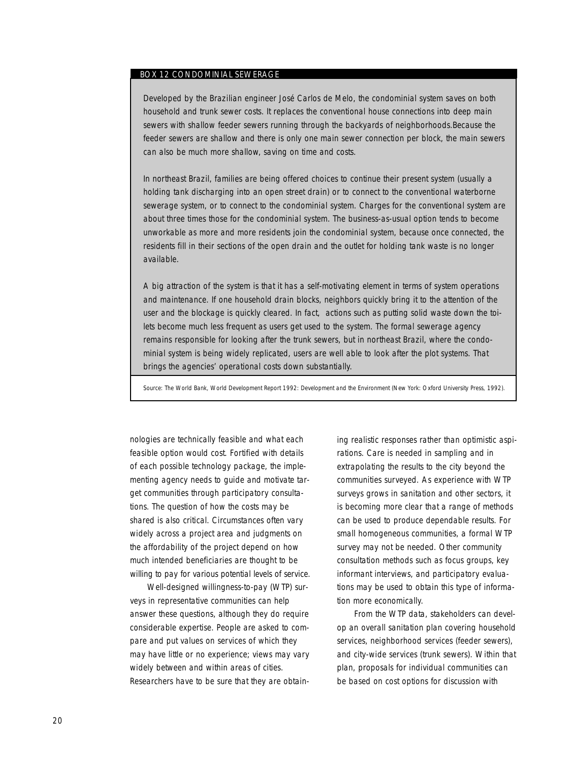### BOX 12 CONDOMINIAL SEWERAGE

Developed by the Brazilian engineer José Carlos de Melo, the condominial system saves on both household and trunk sewer costs. It replaces the conventional house connections into deep main sewers with shallow feeder sewers running through the backyards of neighborhoods.Because the feeder sewers are shallow and there is only one main sewer connection per block, the main sewers can also be much more shallow, saving on time and costs.

In northeast Brazil, families are being offered choices to continue their present system (usually a holding tank discharging into an open street drain) or to connect to the conventional waterborne sewerage system, or to connect to the condominial system. Charges for the conventional system are about three times those for the condominial system. The business-as-usual option tends to become unworkable as more and more residents join the condominial system, because once connected, the residents fill in their sections of the open drain and the outlet for holding tank waste is no longer available.

A big attraction of the system is that it has a self-motivating element in terms of system operations and maintenance. If one household drain blocks, neighbors quickly bring it to the attention of the user and the blockage is quickly cleared. In fact, actions such as putting solid waste down the toilets become much less frequent as users get used to the system. The formal sewerage agency remains responsible for looking after the trunk sewers, but in northeast Brazil, where the condominial system is being widely replicated, users are well able to look after the plot systems. That brings the agencies' operational costs down substantially.

Source: The World Bank, World Development Report 1992: Development and the Environment (New York: Oxford University Press, 1992).

nologies are technically feasible and what each feasible option would cost. Fortified with details of each possible technology package, the implementing agency needs to guide and motivate target communities through participatory consultations. The question of how the costs may be shared is also critical. Circumstances often vary widely across a project area and judgments on the affordability of the project depend on how much intended beneficiaries are thought to be willing to pay for various potential levels of service.

Well-designed willingness-to-pay (WTP) surveys in representative communities can help answer these questions, although they do require considerable expertise. People are asked to compare and put values on services of which they may have little or no experience; views may vary widely between and within areas of cities. Researchers have to be sure that they are obtaining realistic responses rather than optimistic aspirations. Care is needed in sampling and in extrapolating the results to the city beyond the communities surveyed. As experience with WTP surveys grows in sanitation and other sectors, it is becoming more clear that a range of methods can be used to produce dependable results. For small homogeneous communities, a formal WTP survey may not be needed. Other community consultation methods such as focus groups, key informant interviews, and participatory evaluations may be used to obtain this type of information more economically.

From the WTP data, stakeholders can develop an overall sanitation plan covering household services, neighborhood services (feeder sewers), and city-wide services (trunk sewers). Within that plan, proposals for individual communities can be based on cost options for discussion with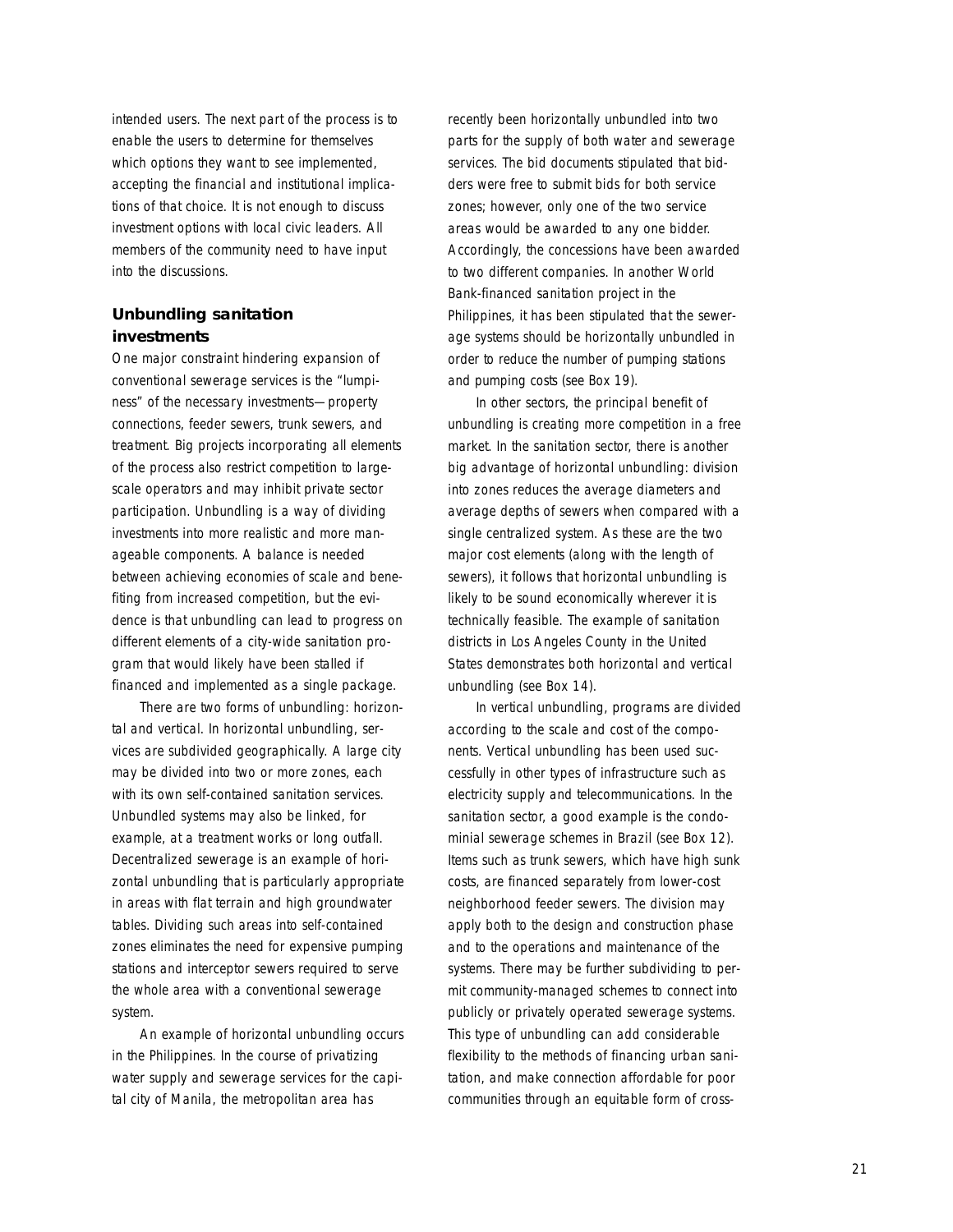intended users. The next part of the process is to enable the users to determine for themselves which options they want to see implemented, accepting the financial and institutional implications of that choice. It is not enough to discuss investment options with local civic leaders. All members of the community need to have input into the discussions.

### Unbundling sanitation investments

One major constraint hindering expansion of conventional sewerage services is the "lumpiness" of the necessary investments—property connections, feeder sewers, trunk sewers, and treatment. Big projects incorporating all elements of the process also restrict competition to large-scale operators and may inhibit private sector participation. Unbundling is a way of dividing investments into more realistic and more manageable components. A balance is needed between achieving economies of scale and benefiting from increased competition, but the evidence is that unbundling can lead to progress on different elements of a city-wide sanitation program that would likely have been stalled if financed and implemented as a single package.

There are two forms of unbundling: horizontal and vertical. In horizontal unbundling, services are subdivided geographically. A large city may be divided into two or more zones, each with its own self-contained sanitation services. Unbundled systems may also be linked, for example, at a treatment works or long outfall. Decentralized sewerage is an example of horizontal unbundling that is particularly appropriate in areas with flat terrain and high groundwater tables. Dividing such areas into self-contained zones eliminates the need for expensive pumping stations and interceptor sewers required to serve the whole area with a conventional sewerage system.

An example of horizontal unbundling occurs in the Philippines. In the course of privatizing water supply and sewerage services for the capital city of Manila, the metropolitan area has recently been horizontally unbundled into two parts for the supply of both water and sewerage services. The bid documents stipulated that bidders were free to submit bids for both service zones; however, only one of the two service areas would be awarded to any one bidder. Accordingly, the concessions have been awarded to two different companies. In another World Bank-financed sanitation project in the Philippines, it has been stipulated that the sewerage systems should be horizontally unbundled in order to reduce the number of pumping stations and pumping costs (see Box 19).

In other sectors, the principal benefit of unbundling is creating more competition in a free market. In the sanitation sector, there is another big advantage of horizontal unbundling: division into zones reduces the average diameters and average depths of sewers when compared with a single centralized system. As these are the two major cost elements (along with the length of sewers), it follows that horizontal unbundling is likely to be sound economically wherever it is technically feasible. The example of sanitation districts in Los Angeles County in the United States demonstrates both horizontal and vertical unbundling (see Box 14).

In vertical unbundling, programs are divided according to the scale and cost of the components. Vertical unbundling has been used successfully in other types of infrastructure such as electricity supply and telecommunications. In the sanitation sector, a good example is the condominial sewerage schemes in Brazil (see Box 12). Items such as trunk sewers, which have high sunk costs, are financed separately from lower-cost neighborhood feeder sewers. The division may apply both to the design and construction phase and to the operations and maintenance of the systems. There may be further subdividing to permit community-managed schemes to connect into publicly or privately operated sewerage systems. This type of unbundling can add considerable flexibility to the methods of financing urban sanitation, and make connection affordable for poor communities through an equitable form of cross-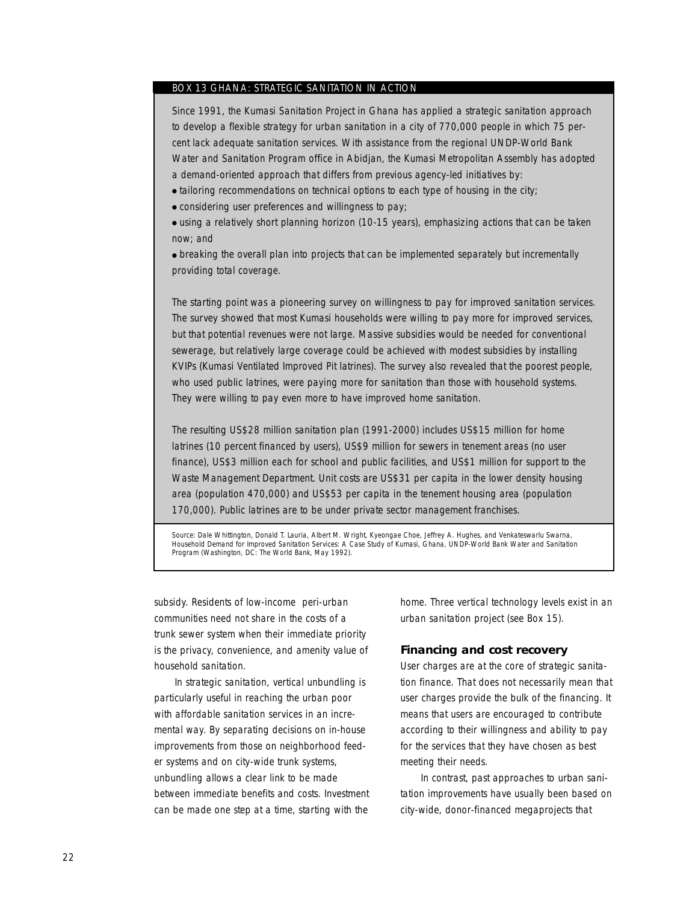## BOX 13 GHANA: STRATEGIC SANITATION IN ACTION

Since 1991, the Kumasi Sanitation Project in Ghana has applied a strategic sanitation approach to develop a flexible strategy for urban sanitation in a city of 770,000 people in which 75 percent lack adequate sanitation services. With assistance from the regional UNDP-World Bank Water and Sanitation Program office in Abidjan, the Kumasi Metropolitan Assembly has adopted a demand-oriented approach that differs from previous agency-led initiatives by:

- tailoring recommendations on technical options to each type of housing in the city;
- considering user preferences and willingness to pay;
- using a relatively short planning horizon (10-15 years), emphasizing actions that can be taken now; and
- breaking the overall plan into projects that can be implemented separately but incrementally providing total coverage.

The starting point was a pioneering survey on willingness to pay for improved sanitation services. The survey showed that most Kumasi households were willing to pay more for improved services, but that potential revenues were not large. Massive subsidies would be needed for conventional sewerage, but relatively large coverage could be achieved with modest subsidies by installing KVIPs (Kumasi Ventilated Improved Pit latrines). The survey also revealed that the poorest people, who used public latrines, were paying more for sanitation than those with household systems. They were willing to pay even more to have improved home sanitation.

The resulting US$28 million sanitation plan (1991-2000) includes US$15 million for home latrines (10 percent financed by users), US$9 million for sewers in tenement areas (no user finance), US$3 million each for school and public facilities, and US$1 million for support to the Waste Management Department. Unit costs are US$31 per capita in the lower density housing area (population 470,000) and US$53 per capita in the tenement housing area (population 170,000). Public latrines are to be under private sector management franchises.

Source: Dale Whittington, Donald T. Lauria, Albert M. Wright, Kyeongae Choe, Jeffrey A. Hughes, and Venkateswarlu Swarna, Household Demand for Improved Sanitation Services: A Case Study of Kumasi, Ghana, UNDP-World Bank Water and Sanitation Program (Washington, DC: The World Bank, May 1992).

---

subsidy. Residents of low-income peri-urban communities need not share in the costs of a trunk sewer system when their immediate priority is the privacy, convenience, and amenity value of household sanitation.

In strategic sanitation, vertical unbundling is particularly useful in reaching the urban poor with affordable sanitation services in an incremental way. By separating decisions on in-house improvements from those on neighborhood feeder systems and on city-wide trunk systems, unbundling allows a clear link to be made between immediate benefits and costs. Investment can be made one step at a time, starting with the home. Three vertical technology levels exist in an urban sanitation project (see Box 15).

### Financing and cost recovery

User charges are at the core of strategic sanitation finance. That does not necessarily mean that user charges provide the bulk of the financing. It means that users are encouraged to contribute according to their willingness and ability to pay for the services that they have chosen as best meeting their needs.

In contrast, past approaches to urban sanitation improvements have usually been based on city-wide, donor-financed megaprojects that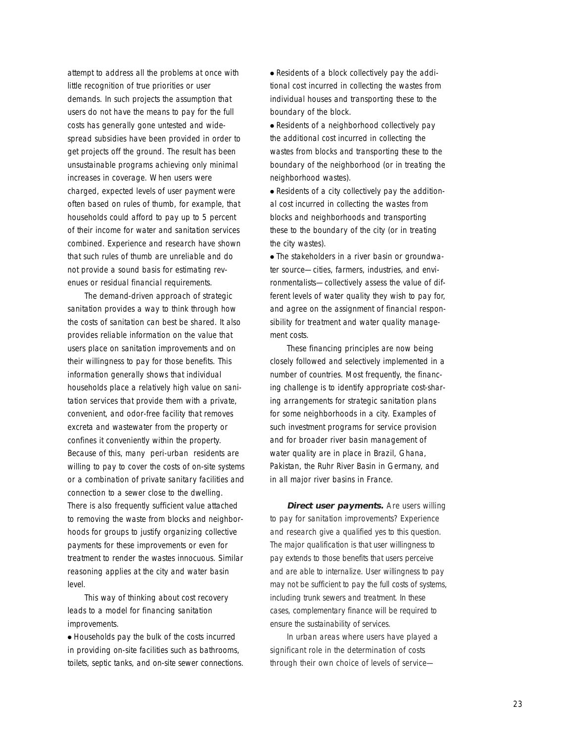attempt to address all the problems at once with little recognition of true priorities or user demands. In such projects the assumption that users do not have the means to pay for the full costs has generally gone untested and widespread subsidies have been provided in order to get projects off the ground. The result has been unsustainable programs achieving only minimal increases in coverage. When users were charged, expected levels of user payment were often based on rules of thumb, for example, that households could afford to pay up to 5 percent of their income for water and sanitation services combined. Experience and research have shown that such rules of thumb are unreliable and do not provide a sound basis for estimating revenues or residual financial requirements.

The demand-driven approach of strategic sanitation provides a way to think through how the costs of sanitation can best be shared. It also provides reliable information on the value that users place on sanitation improvements and on their willingness to pay for those benefits. This information generally shows that individual households place a relatively high value on sanitation services that provide them with a private, convenient, and odor-free facility that removes excreta and wastewater from the property or confines it conveniently within the property. Because of this, many peri-urban residents are willing to pay to cover the costs of on-site systems or a combination of private sanitary facilities and connection to a sewer close to the dwelling. There is also frequently sufficient value attached to removing the waste from blocks and neighborhoods for groups to justify organizing collective payments for these improvements or even for treatment to render the wastes innocuous. Similar reasoning applies at the city and water basin level.

This way of thinking about cost recovery leads to a model for financing sanitation improvements.

- Households pay the bulk of the costs incurred in providing on-site facilities such as bathrooms, toilets, septic tanks, and on-site sewer connections.
- Residents of a block collectively pay the additional cost incurred in collecting the wastes from individual houses and transporting these to the boundary of the block.
- Residents of a neighborhood collectively pay the additional cost incurred in collecting the wastes from blocks and transporting these to the boundary of the neighborhood (or in treating the neighborhood wastes).
- Residents of a city collectively pay the additional cost incurred in collecting the wastes from blocks and neighborhoods and transporting these to the boundary of the city (or in treating the city wastes).
- The stakeholders in a river basin or groundwater source—cities, farmers, industries, and environmentalists—collectively assess the value of different levels of water quality they wish to pay for, and agree on the assignment of financial responsibility for treatment and water quality management costs.

These financing principles are now being closely followed and selectively implemented in a number of countries. Most frequently, the financing challenge is to identify appropriate cost-sharing arrangements for strategic sanitation plans for some neighborhoods in a city. Examples of such investment programs for service provision and for broader river basin management of water quality are in place in Brazil, Ghana, Pakistan, the Ruhr River Basin in Germany, and in all major river basins in France.

***Direct user payments.*** *Are users willing to pay for sanitation improvements? Experience and research give a qualified yes to this question. The major qualification is that user willingness to pay extends to those benefits that users perceive and are able to internalize. User willingness to pay may not be sufficient to pay the full costs of systems, including trunk sewers and treatment. In these cases, complementary finance will be required to ensure the sustainability of services.*

In urban areas where users have played a significant role in the determination of costs through their own choice of levels of service—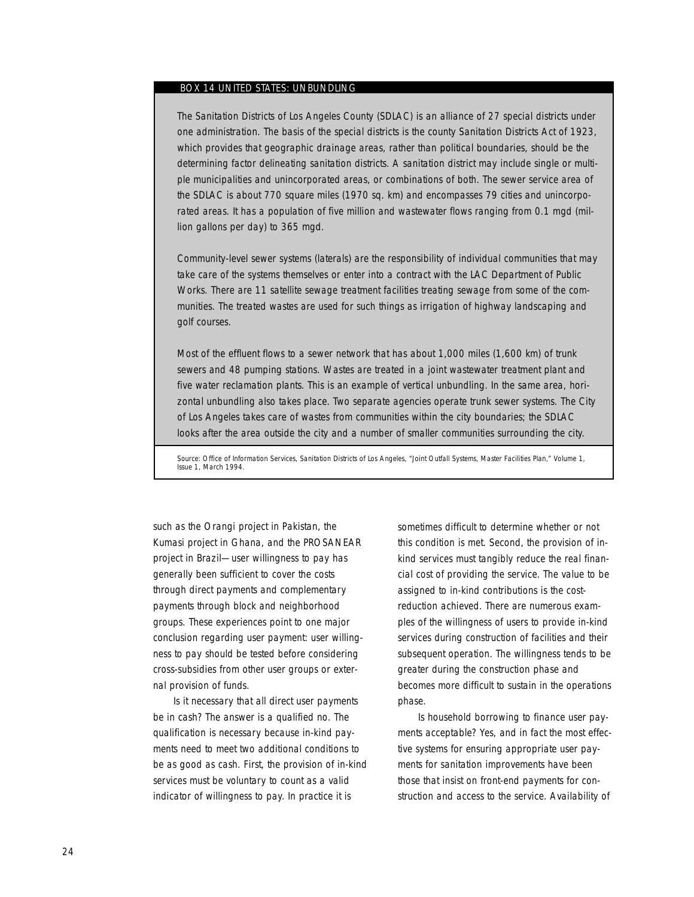### BOX 14 UNITED STATES: UNBUNDLING

The Sanitation Districts of Los Angeles County (SDLAC) is an alliance of 27 special districts under one administration. The basis of the special districts is the county Sanitation Districts Act of 1923, which provides that geographic drainage areas, rather than political boundaries, should be the determining factor delineating sanitation districts. A sanitation district may include single or multiple municipalities and unincorporated areas, or combinations of both. The sewer service area of the SDLAC is about 770 square miles (1970 sq. km) and encompasses 79 cities and unincorporated areas. It has a population of five million and wastewater flows ranging from 0.1 mgd (million gallons per day) to 365 mgd.

Community-level sewer systems (laterals) are the responsibility of individual communities that may take care of the systems themselves or enter into a contract with the LAC Department of Public Works. There are 11 satellite sewage treatment facilities treating sewage from some of the communities. The treated wastes are used for such things as irrigation of highway landscaping and golf courses.

Most of the effluent flows to a sewer network that has about 1,000 miles (1,600 km) of trunk sewers and 48 pumping stations. Wastes are treated in a joint wastewater treatment plant and five water reclamation plants. This is an example of vertical unbundling. In the same area, horizontal unbundling also takes place. Two separate agencies operate trunk sewer systems. The City of Los Angeles takes care of wastes from communities within the city boundaries; the SDLAC looks after the area outside the city and a number of smaller communities surrounding the city.

Source: Office of Information Services, Sanitation Districts of Los Angeles, "Joint Outfall Systems, Master Facilities Plan," Volume 1, Issue 1, March 1994.

such as the Orangi project in Pakistan, the Kumasi project in Ghana, and the PROSANEAR project in Brazil—user willingness to pay has generally been sufficient to cover the costs through direct payments and complementary payments through block and neighborhood groups. These experiences point to one major conclusion regarding user payment: user willingness to pay should be tested before considering cross-subsidies from other user groups or external provision of funds.

Is it necessary that all direct user payments be in cash? The answer is a qualified no. The qualification is necessary because in-kind payments need to meet two additional conditions to be as good as cash. First, the provision of in-kind services must be voluntary to count as a valid indicator of willingness to pay. In practice it is sometimes difficult to determine whether or not this condition is met. Second, the provision of in-kind services must tangibly reduce the real financial cost of providing the service. The value to be assigned to in-kind contributions is the cost-reduction achieved. There are numerous examples of the willingness of users to provide in-kind services during construction of facilities and their subsequent operation. The willingness tends to be greater during the construction phase and becomes more difficult to sustain in the operations phase.

Is household borrowing to finance user payments acceptable? Yes, and in fact the most effective systems for ensuring appropriate user payments for sanitation improvements have been those that insist on front-end payments for construction and access to the service. Availability of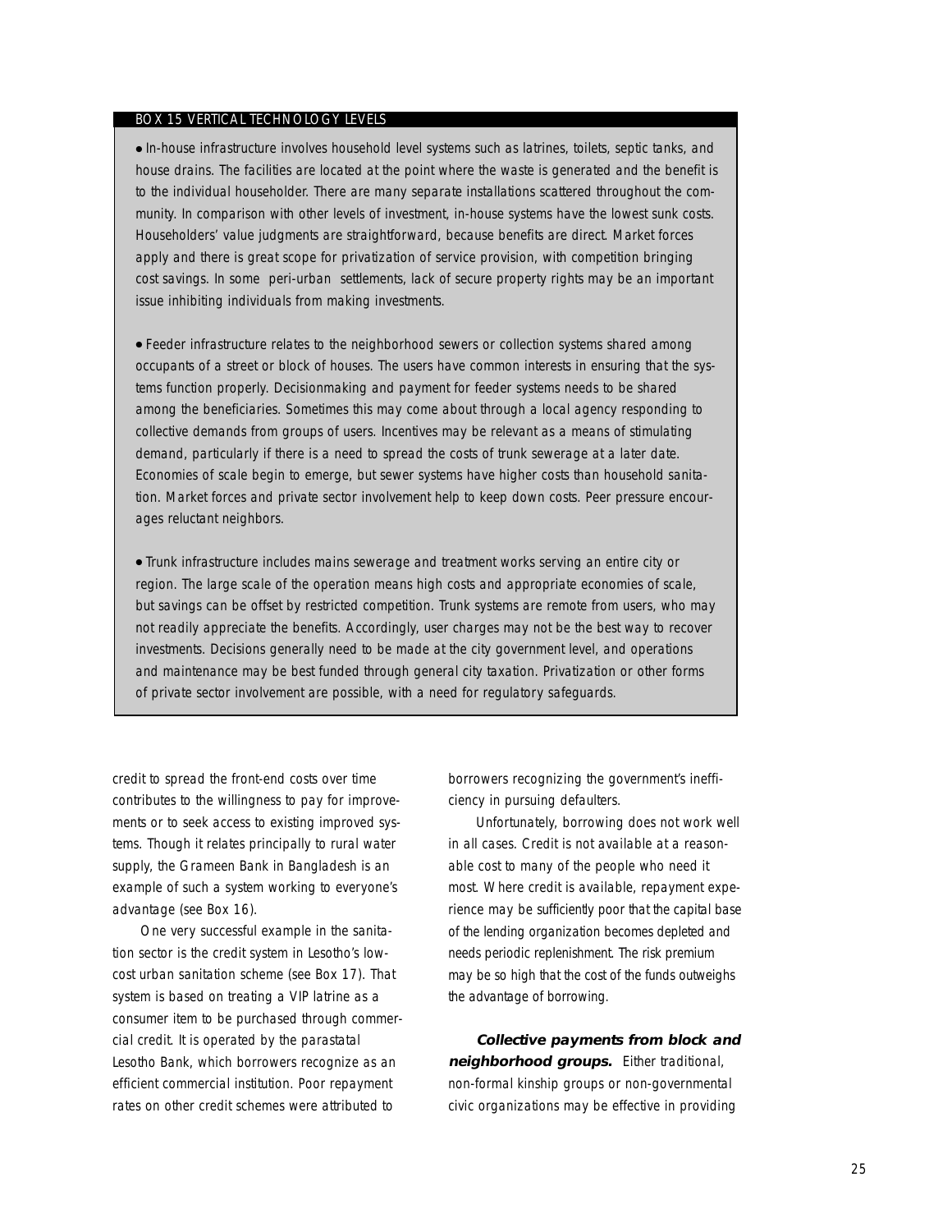### BOX 15 VERTICAL TECHNOLOGY LEVELS

- In-house infrastructure involves household level systems such as latrines, toilets, septic tanks, and house drains. The facilities are located at the point where the waste is generated and the benefit is to the individual householder. There are many separate installations scattered throughout the community. In comparison with other levels of investment, in-house systems have the lowest sunk costs. Householders' value judgments are straightforward, because benefits are direct. Market forces apply and there is great scope for privatization of service provision, with competition bringing cost savings. In some peri-urban settlements, lack of secure property rights may be an important issue inhibiting individuals from making investments.

- Feeder infrastructure relates to the neighborhood sewers or collection systems shared among occupants of a street or block of houses. The users have common interests in ensuring that the systems function properly. Decisionmaking and payment for feeder systems needs to be shared among the beneficiaries. Sometimes this may come about through a local agency responding to collective demands from groups of users. Incentives may be relevant as a means of stimulating demand, particularly if there is a need to spread the costs of trunk sewerage at a later date. Economies of scale begin to emerge, but sewer systems have higher costs than household sanitation. Market forces and private sector involvement help to keep down costs. Peer pressure encourages reluctant neighbors.

- Trunk infrastructure includes mains sewerage and treatment works serving an entire city or region. The large scale of the operation means high costs and appropriate economies of scale, but savings can be offset by restricted competition. Trunk systems are remote from users, who may not readily appreciate the benefits. Accordingly, user charges may not be the best way to recover investments. Decisions generally need to be made at the city government level, and operations and maintenance may be best funded through general city taxation. Privatization or other forms of private sector involvement are possible, with a need for regulatory safeguards.

credit to spread the front-end costs over time contributes to the willingness to pay for improvements or to seek access to existing improved systems. Though it relates principally to rural water supply, the Grameen Bank in Bangladesh is an example of such a system working to everyone's advantage (see Box 16).

One very successful example in the sanitation sector is the credit system in Lesotho's low-cost urban sanitation scheme (see Box 17). That system is based on treating a VIP latrine as a consumer item to be purchased through commercial credit. It is operated by the parastatal Lesotho Bank, which borrowers recognize as an efficient commercial institution. Poor repayment rates on other credit schemes were attributed to borrowers recognizing the government's inefficiency in pursuing defaulters.

Unfortunately, borrowing does not work well in all cases. Credit is not available at a reasonable cost to many of the people who need it most. Where credit is available, repayment experience may be sufficiently poor that the capital base of the lending organization becomes depleted and needs periodic replenishment. The risk premium may be so high that the cost of the funds outweighs the advantage of borrowing.

***Collective payments from block and neighborhood groups.*** Either traditional, non-formal kinship groups or non-governmental civic organizations may be effective in providing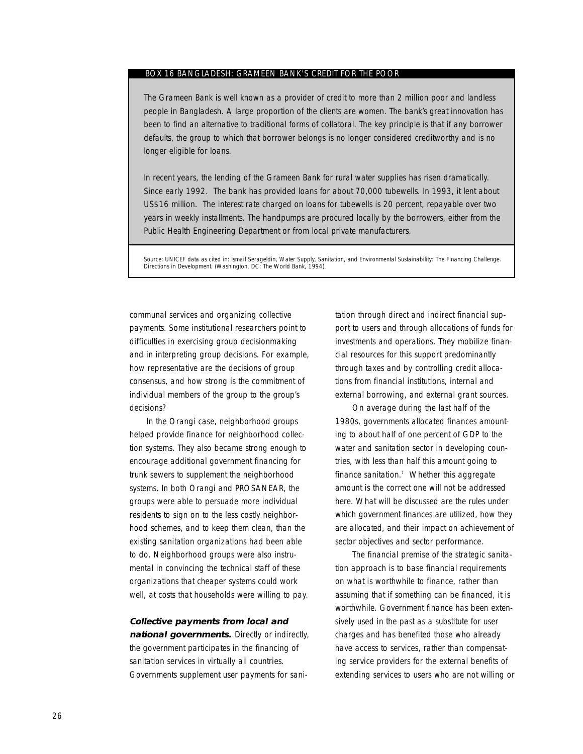### BOX 16 BANGLADESH: GRAMEEN BANK'S CREDIT FOR THE POOR

The Grameen Bank is well known as a provider of credit to more than 2 million poor and landless people in Bangladesh. A large proportion of the clients are women. The bank's great innovation has been to find an alternative to traditional forms of collatoral. The key principle is that if any borrower defaults, the group to which that borrower belongs is no longer considered creditworthy and is no longer eligible for loans.

In recent years, the lending of the Grameen Bank for rural water supplies has risen dramatically. Since early 1992. The bank has provided loans for about 70,000 tubewells. In 1993, it lent about US$16 million. The interest rate charged on loans for tubewells is 20 percent, repayable over two years in weekly installments. The handpumps are procured locally by the borrowers, either from the Public Health Engineering Department or from local private manufacturers.

Source: UNICEF data as cited in: Ismail Serageldin, Water Supply, Sanitation, and Environmental Sustainability: The Financing Challenge. Directions in Development. (Washington, DC: The World Bank, 1994).

communal services and organizing collective payments. Some institutional researchers point to difficulties in exercising group decisionmaking and in interpreting group decisions. For example, how representative are the decisions of group consensus, and how strong is the commitment of individual members of the group to the group's decisions?

In the Orangi case, neighborhood groups helped provide finance for neighborhood collection systems. They also became strong enough to encourage additional government financing for trunk sewers to supplement the neighborhood systems. In both Orangi and PROSANEAR, the groups were able to persuade more individual residents to sign on to the less costly neighborhood schemes, and to keep them clean, than the existing sanitation organizations had been able to do. Neighborhood groups were also instrumental in convincing the technical staff of these organizations that cheaper systems could work well, at costs that households were willing to pay.

***Collective payments from local and national governments.*** Directly or indirectly, the government participates in the financing of sanitation services in virtually all countries. Governments supplement user payments for sanitation through direct and indirect financial support to users and through allocations of funds for investments and operations. They mobilize financial resources for this support predominantly through taxes and by controlling credit allocations from financial institutions, internal and external borrowing, and external grant sources.

On average during the last half of the 1980s, governments allocated finances amounting to about half of one percent of GDP to the water and sanitation sector in developing countries, with less than half this amount going to finance sanitation.[7] Whether this aggregate amount is the correct one will not be addressed here. What will be discussed are the rules under which government finances are utilized, how they are allocated, and their impact on achievement of sector objectives and sector performance.

The financial premise of the strategic sanitation approach is to base financial requirements on what is worthwhile to finance, rather than assuming that if something can be financed, it is worthwhile. Government finance has been extensively used in the past as a substitute for user charges and has benefited those who already have access to services, rather than compensating service providers for the external benefits of extending services to users who are not willing or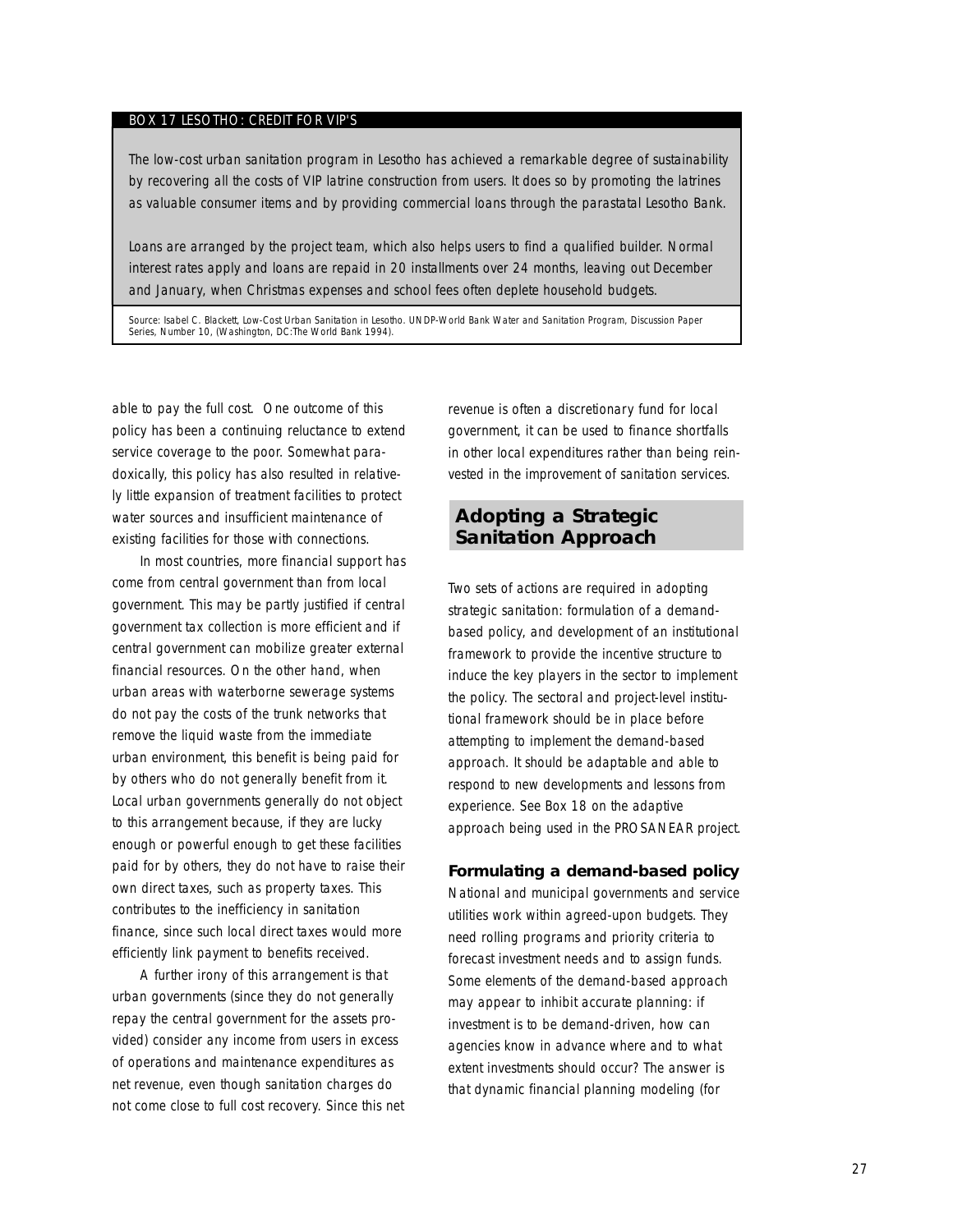**BOX 17 LESOTHO: CREDIT FOR VIP'S**

*The low-cost urban sanitation program in Lesotho has achieved a remarkable degree of sustainability by recovering all the costs of VIP latrine construction from users. It does so by promoting the latrines as valuable consumer items and by providing commercial loans through the parastatal Lesotho Bank.*

*Loans are arranged by the project team, which also helps users to find a qualified builder. Normal interest rates apply and loans are repaid in 20 installments over 24 months, leaving out December and January, when Christmas expenses and school fees often deplete household budgets.*

Source: Isabel C. Blackett, *Low-Cost Urban Sanitation in Lesotho*. UNDP-World Bank Water and Sanitation Program, Discussion Paper Series, Number 10, (Washington, DC:The World Bank 1994).

able to pay the full cost. One outcome of this policy has been a continuing reluctance to extend service coverage to the poor. Somewhat paradoxically, this policy has also resulted in relatively little expansion of treatment facilities to protect water sources and insufficient maintenance of existing facilities for those with connections.

In most countries, more financial support has come from central government than from local government. This may be partly justified if central government tax collection is more efficient and if central government can mobilize greater external financial resources. On the other hand, when urban areas with waterborne sewerage systems do not pay the costs of the trunk networks that remove the liquid waste from the immediate urban environment, this benefit is being paid for by others who do not generally benefit from it. Local urban governments generally do not object to this arrangement because, if they are lucky enough or powerful enough to get these facilities paid for by others, they do not have to raise their own direct taxes, such as property taxes. This contributes to the inefficiency in sanitation finance, since such local direct taxes would more efficiently link payment to benefits received.

A further irony of this arrangement is that urban governments (since they do not generally repay the central government for the assets provided) consider any income from users in excess of operations and maintenance expenditures as net revenue, even though sanitation charges do not come close to full cost recovery. Since this net revenue is often a discretionary fund for local government, it can be used to finance shortfalls in other local expenditures rather than being reinvested in the improvement of sanitation services.

## Adopting a Strategic Sanitation Approach

Two sets of actions are required in adopting strategic sanitation: formulation of a demand-based policy, and development of an institutional framework to provide the incentive structure to induce the key players in the sector to implement the policy. The sectoral and project-level institutional framework should be in place before attempting to implement the demand-based approach. It should be adaptable and able to respond to new developments and lessons from experience. See Box 18 on the adaptive approach being used in the PROSANEAR project.

### Formulating a demand-based policy

National and municipal governments and service utilities work within agreed-upon budgets. They need rolling programs and priority criteria to forecast investment needs and to assign funds. Some elements of the demand-based approach may appear to inhibit accurate planning: if investment is to be demand-driven, how can agencies know in advance where and to what extent investments should occur? The answer is that dynamic financial planning modeling (for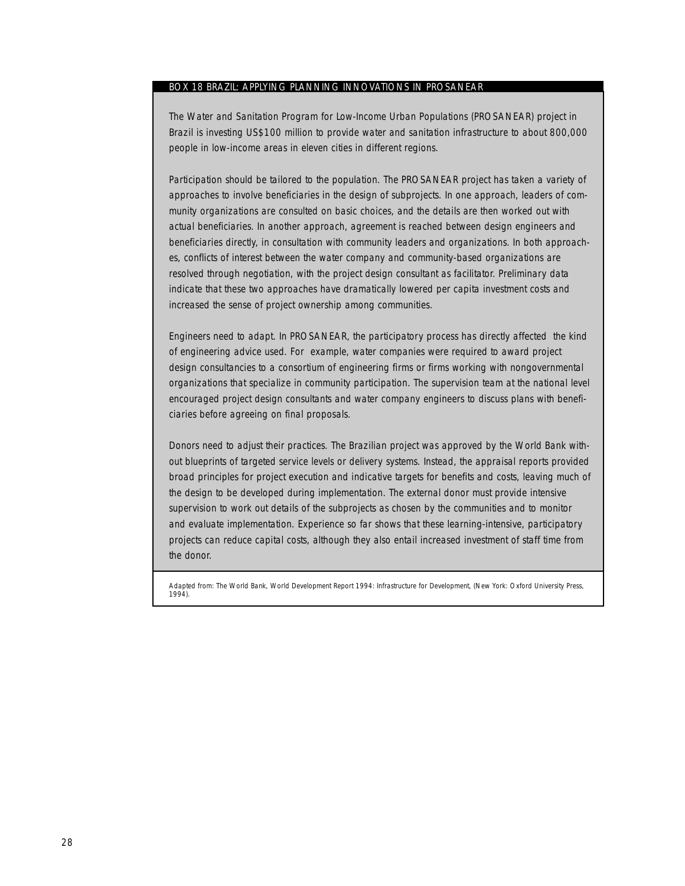### BOX 18 BRAZIL: APPLYING PLANNING INNOVATIONS IN PROSANEAR

The Water and Sanitation Program for Low-Income Urban Populations (PROSANEAR) project in Brazil is investing US$100 million to provide water and sanitation infrastructure to about 800,000 people in low-income areas in eleven cities in different regions.

Participation should be tailored to the population. The PROSANEAR project has taken a variety of approaches to involve beneficiaries in the design of subprojects. In one approach, leaders of community organizations are consulted on basic choices, and the details are then worked out with actual beneficiaries. In another approach, agreement is reached between design engineers and beneficiaries directly, in consultation with community leaders and organizations. In both approaches, conflicts of interest between the water company and community-based organizations are resolved through negotiation, with the project design consultant as facilitator. Preliminary data indicate that these two approaches have dramatically lowered per capita investment costs and increased the sense of project ownership among communities.

Engineers need to adapt. In PROSANEAR, the participatory process has directly affected the kind of engineering advice used. For example, water companies were required to award project design consultancies to a consortium of engineering firms or firms working with nongovernmental organizations that specialize in community participation. The supervision team at the national level encouraged project design consultants and water company engineers to discuss plans with beneficiaries before agreeing on final proposals.

Donors need to adjust their practices. The Brazilian project was approved by the World Bank without blueprints of targeted service levels or delivery systems. Instead, the appraisal reports provided broad principles for project execution and indicative targets for benefits and costs, leaving much of the design to be developed during implementation. The external donor must provide intensive supervision to work out details of the subprojects as chosen by the communities and to monitor and evaluate implementation. Experience so far shows that these learning-intensive, participatory projects can reduce capital costs, although they also entail increased investment of staff time from the donor.

Adapted from: The World Bank, World Development Report 1994: Infrastructure for Development, (New York: Oxford University Press, 1994).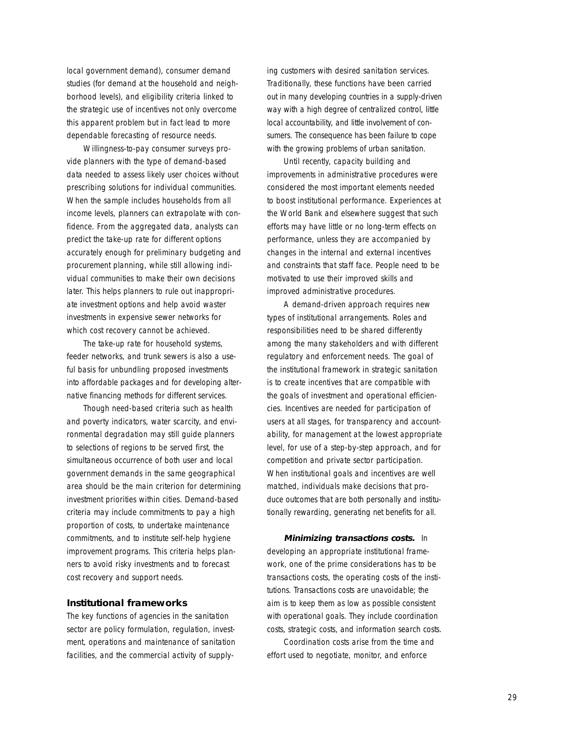local government demand), consumer demand studies (for demand at the household and neighborhood levels), and eligibility criteria linked to the strategic use of incentives not only overcome this apparent problem but in fact lead to more dependable forecasting of resource needs.

Willingness-to-pay consumer surveys provide planners with the type of demand-based data needed to assess likely user choices without prescribing solutions for individual communities. When the sample includes households from all income levels, planners can extrapolate with confidence. From the aggregated data, analysts can predict the take-up rate for different options accurately enough for preliminary budgeting and procurement planning, while still allowing individual communities to make their own decisions later. This helps planners to rule out inappropriate investment options and help avoid waster investments in expensive sewer networks for which cost recovery cannot be achieved.

The take-up rate for household systems, feeder networks, and trunk sewers is also a useful basis for unbundling proposed investments into affordable packages and for developing alternative financing methods for different services.

Though need-based criteria such as health and poverty indicators, water scarcity, and environmental degradation may still guide planners to selections of regions to be served first, the simultaneous occurrence of both user and local government demands in the same geographical area should be the main criterion for determining investment priorities within cities. Demand-based criteria may include commitments to pay a high proportion of costs, to undertake maintenance commitments, and to institute self-help hygiene improvement programs. This criteria helps planners to avoid risky investments and to forecast cost recovery and support needs.

### Institutional frameworks

The key functions of agencies in the sanitation sector are policy formulation, regulation, investment, operations and maintenance of sanitation facilities, and the commercial activity of supplying customers with desired sanitation services. Traditionally, these functions have been carried out in many developing countries in a supply-driven way with a high degree of centralized control, little local accountability, and little involvement of consumers. The consequence has been failure to cope with the growing problems of urban sanitation.

Until recently, capacity building and improvements in administrative procedures were considered the most important elements needed to boost institutional performance. Experiences at the World Bank and elsewhere suggest that such efforts may have little or no long-term effects on performance, unless they are accompanied by changes in the internal and external incentives and constraints that staff face. People need to be motivated to use their improved skills and improved administrative procedures.

A demand-driven approach requires new types of institutional arrangements. Roles and responsibilities need to be shared differently among the many stakeholders and with different regulatory and enforcement needs. The goal of the institutional framework in strategic sanitation is to create incentives that are compatible with the goals of investment and operational efficiencies. Incentives are needed for participation of users at all stages, for transparency and accountability, for management at the lowest appropriate level, for use of a step-by-step approach, and for competition and private sector participation. When institutional goals and incentives are well matched, individuals make decisions that produce outcomes that are both personally and institutionally rewarding, generating net benefits for all.

***Minimizing transactions costs.*** In developing an appropriate institutional framework, one of the prime considerations has to be transactions costs, the operating costs of the institutions. Transactions costs are unavoidable; the aim is to keep them as low as possible consistent with operational goals. They include coordination costs, strategic costs, and information search costs.

Coordination costs arise from the time and effort used to negotiate, monitor, and enforce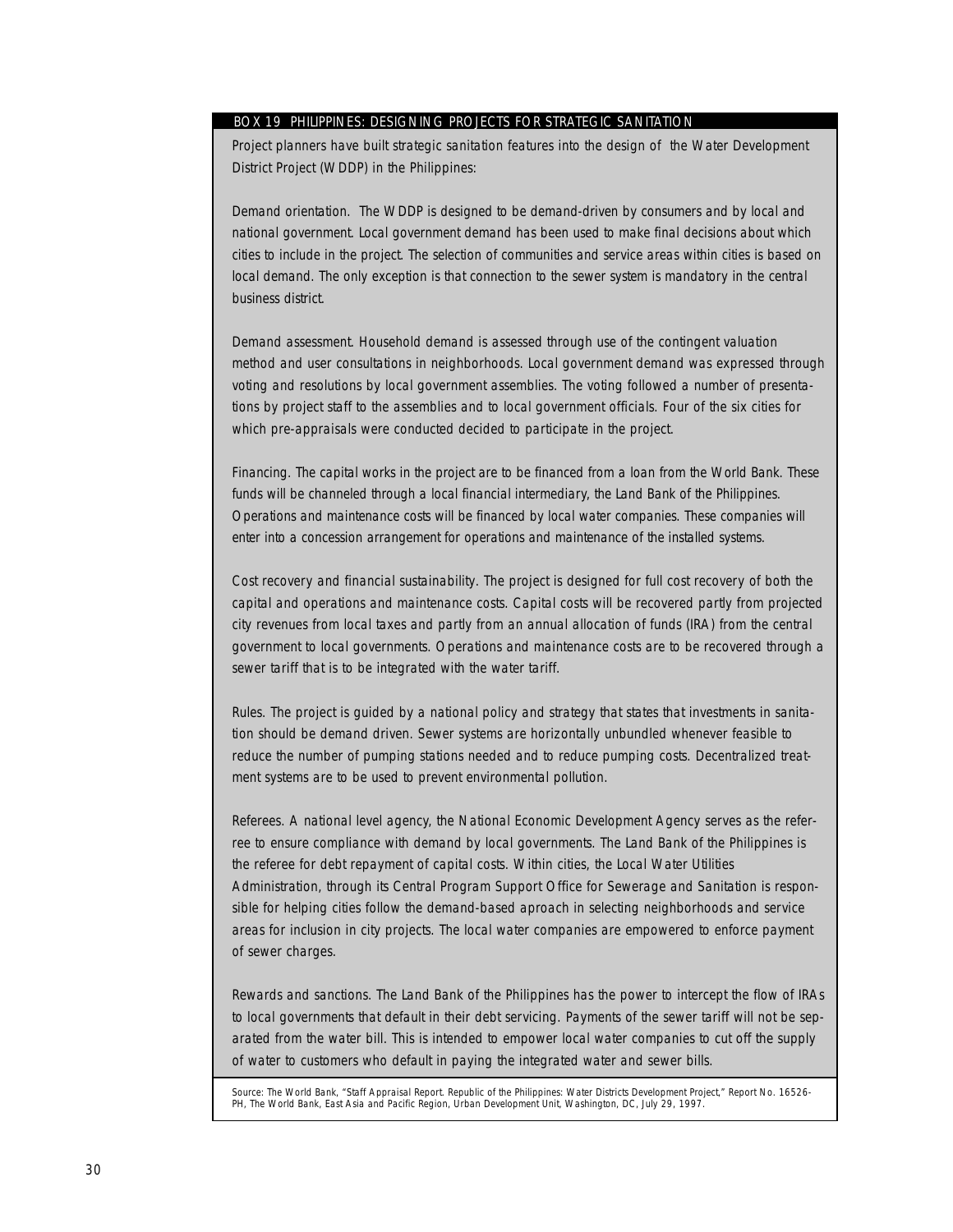### BOX 19 PHILIPPINES: DESIGNING PROJECTS FOR STRATEGIC SANITATION

Project planners have built strategic sanitation features into the design of the Water Development District Project (WDDP) in the Philippines:

Demand orientation. The WDDP is designed to be demand-driven by consumers and by local and national government. Local government demand has been used to make final decisions about which cities to include in the project. The selection of communities and service areas within cities is based on local demand. The only exception is that connection to the sewer system is mandatory in the central business district.

Demand assessment. Household demand is assessed through use of the contingent valuation method and user consultations in neighborhoods. Local government demand was expressed through voting and resolutions by local government assemblies. The voting followed a number of presentations by project staff to the assemblies and to local government officials. Four of the six cities for which pre-appraisals were conducted decided to participate in the project.

Financing. The capital works in the project are to be financed from a loan from the World Bank. These funds will be channeled through a local financial intermediary, the Land Bank of the Philippines. Operations and maintenance costs will be financed by local water companies. These companies will enter into a concession arrangement for operations and maintenance of the installed systems.

Cost recovery and financial sustainability. The project is designed for full cost recovery of both the capital and operations and maintenance costs. Capital costs will be recovered partly from projected city revenues from local taxes and partly from an annual allocation of funds (IRA) from the central government to local governments. Operations and maintenance costs are to be recovered through a sewer tariff that is to be integrated with the water tariff.

Rules. The project is guided by a national policy and strategy that states that investments in sanitation should be demand driven. Sewer systems are horizontally unbundled whenever feasible to reduce the number of pumping stations needed and to reduce pumping costs. Decentralized treatment systems are to be used to prevent environmental pollution.

Referees. A national level agency, the National Economic Development Agency serves as the referee to ensure compliance with demand by local governments. The Land Bank of the Philippines is the referee for debt repayment of capital costs. Within cities, the Local Water Utilities Administration, through its Central Program Support Office for Sewerage and Sanitation is responsible for helping cities follow the demand-based aproach in selecting neighborhoods and service areas for inclusion in city projects. The local water companies are empowered to enforce payment of sewer charges.

Rewards and sanctions. The Land Bank of the Philippines has the power to intercept the flow of IRAs to local governments that default in their debt servicing. Payments of the sewer tariff will not be separated from the water bill. This is intended to empower local water companies to cut off the supply of water to customers who default in paying the integrated water and sewer bills.

Source: The World Bank, "Staff Appraisal Report. Republic of the Philippines: Water Districts Development Project," Report No. 16526-PH, The World Bank, East Asia and Pacific Region, Urban Development Unit, Washington, DC, July 29, 1997.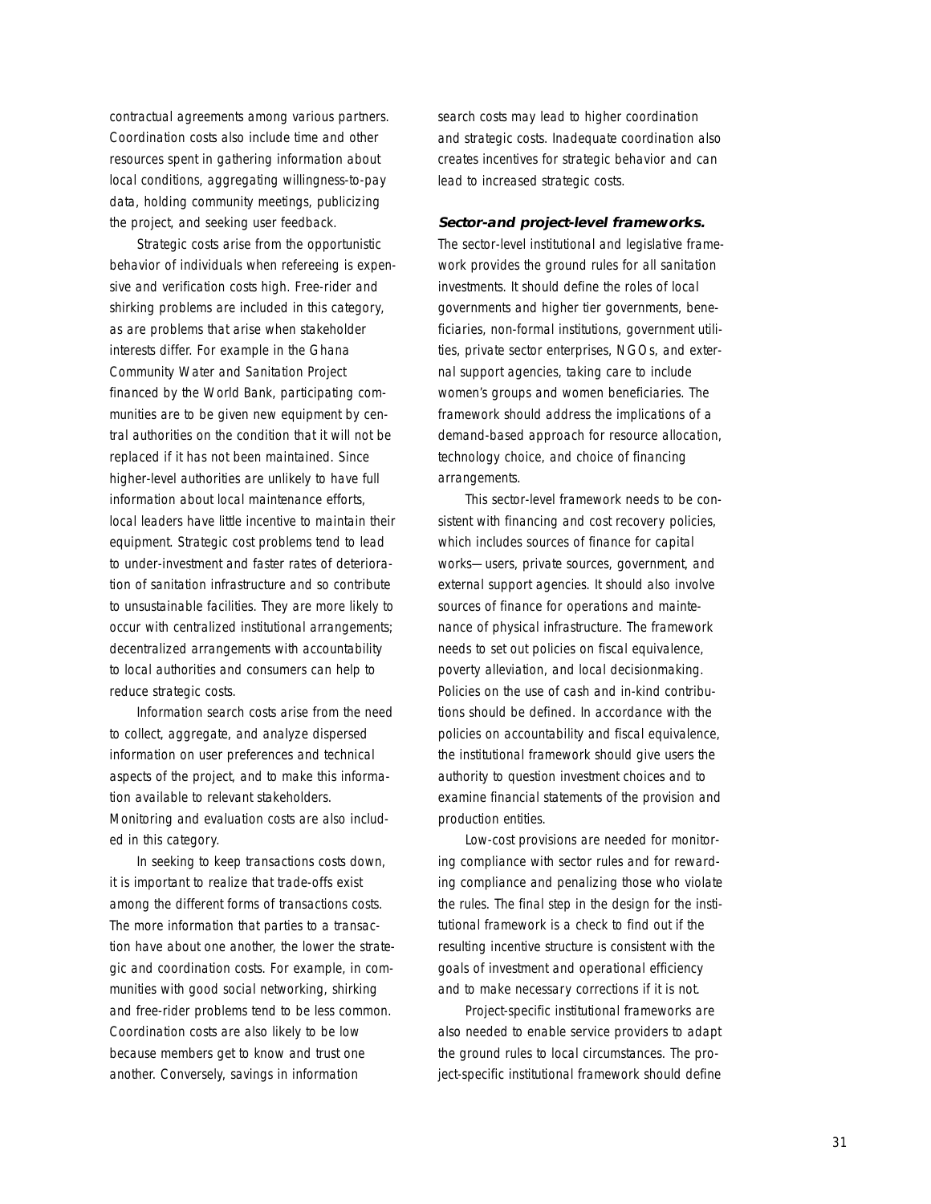contractual agreements among various partners. Coordination costs also include time and other resources spent in gathering information about local conditions, aggregating willingness-to-pay data, holding community meetings, publicizing the project, and seeking user feedback.

Strategic costs arise from the opportunistic behavior of individuals when refereeing is expensive and verification costs high. Free-rider and shirking problems are included in this category, as are problems that arise when stakeholder interests differ. For example in the Ghana Community Water and Sanitation Project financed by the World Bank, participating communities are to be given new equipment by central authorities on the condition that it will not be replaced if it has not been maintained. Since higher-level authorities are unlikely to have full information about local maintenance efforts, local leaders have little incentive to maintain their equipment. Strategic cost problems tend to lead to under-investment and faster rates of deterioration of sanitation infrastructure and so contribute to unsustainable facilities. They are more likely to occur with centralized institutional arrangements; decentralized arrangements with accountability to local authorities and consumers can help to reduce strategic costs.

Information search costs arise from the need to collect, aggregate, and analyze dispersed information on user preferences and technical aspects of the project, and to make this information available to relevant stakeholders. Monitoring and evaluation costs are also included in this category.

In seeking to keep transactions costs down, it is important to realize that trade-offs exist among the different forms of transactions costs. The more information that parties to a transaction have about one another, the lower the strategic and coordination costs. For example, in communities with good social networking, shirking and free-rider problems tend to be less common. Coordination costs are also likely to be low because members get to know and trust one another. Conversely, savings in information search costs may lead to higher coordination and strategic costs. Inadequate coordination also creates incentives for strategic behavior and can lead to increased strategic costs.

**Sector-and project-level frameworks.** The sector-level institutional and legislative framework provides the ground rules for all sanitation investments. It should define the roles of local governments and higher tier governments, beneficiaries, non-formal institutions, government utilities, private sector enterprises, NGOs, and external support agencies, taking care to include women's groups and women beneficiaries. The framework should address the implications of a demand-based approach for resource allocation, technology choice, and choice of financing arrangements.

This sector-level framework needs to be consistent with financing and cost recovery policies, which includes sources of finance for capital works—users, private sources, government, and external support agencies. It should also involve sources of finance for operations and maintenance of physical infrastructure. The framework needs to set out policies on fiscal equivalence, poverty alleviation, and local decisionmaking. Policies on the use of cash and in-kind contributions should be defined. In accordance with the policies on accountability and fiscal equivalence, the institutional framework should give users the authority to question investment choices and to examine financial statements of the provision and production entities.

Low-cost provisions are needed for monitoring compliance with sector rules and for rewarding compliance and penalizing those who violate the rules. The final step in the design for the institutional framework is a check to find out if the resulting incentive structure is consistent with the goals of investment and operational efficiency and to make necessary corrections if it is not.

Project-specific institutional frameworks are also needed to enable service providers to adapt the ground rules to local circumstances. The project-specific institutional framework should define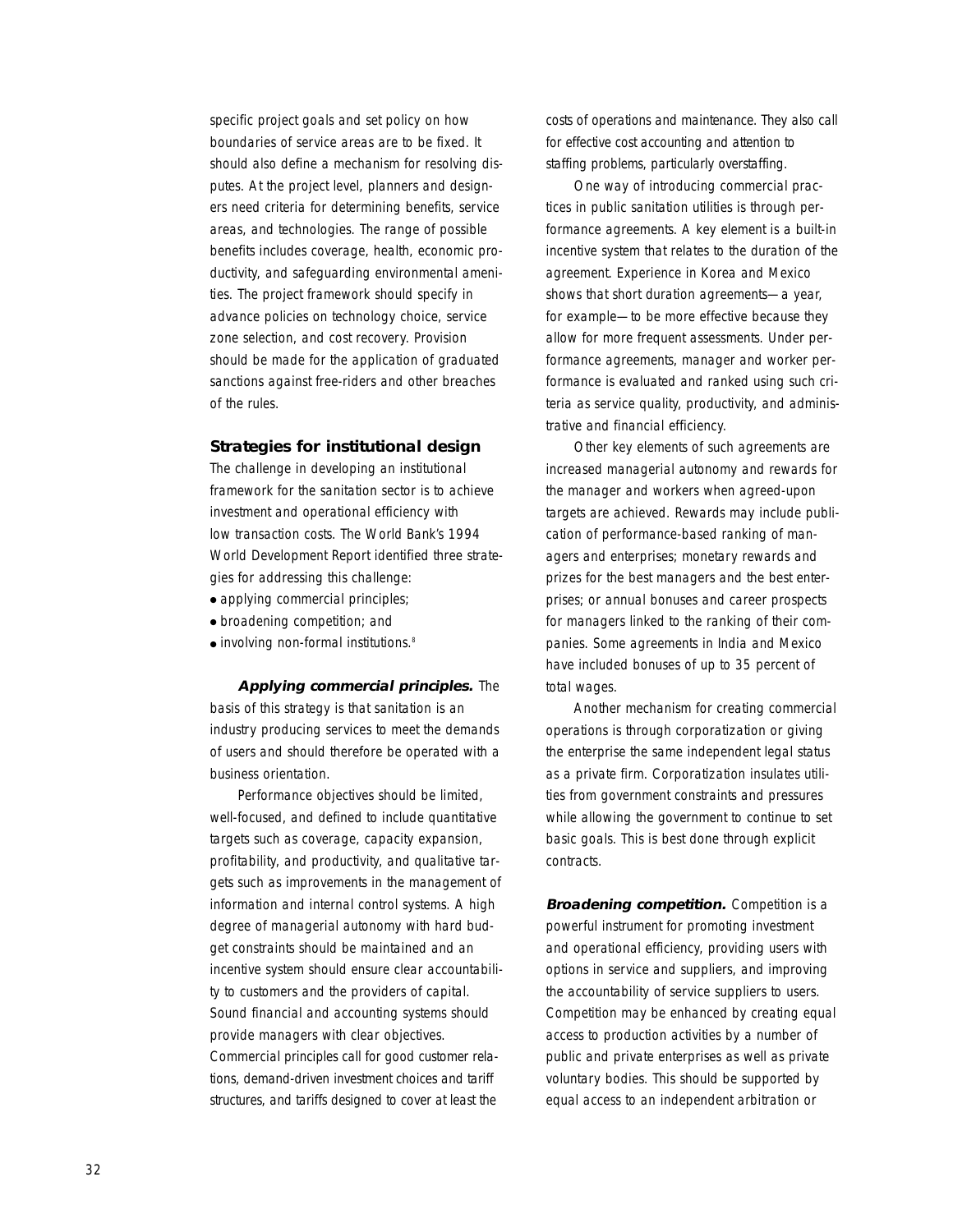specific project goals and set policy on how boundaries of service areas are to be fixed. It should also define a mechanism for resolving disputes. At the project level, planners and designers need criteria for determining benefits, service areas, and technologies. The range of possible benefits includes coverage, health, economic productivity, and safeguarding environmental amenities. The project framework should specify in advance policies on technology choice, service zone selection, and cost recovery. Provision should be made for the application of graduated sanctions against free-riders and other breaches of the rules.

### Strategies for institutional design

The challenge in developing an institutional framework for the sanitation sector is to achieve investment and operational efficiency with low transaction costs. The World Bank's 1994 World Development Report identified three strategies for addressing this challenge:

- applying commercial principles;
- broadening competition; and
- involving non-formal institutions.[8]

***Applying commercial principles.*** The basis of this strategy is that sanitation is an industry producing services to meet the demands of users and should therefore be operated with a business orientation.

Performance objectives should be limited, well-focused, and defined to include quantitative targets such as coverage, capacity expansion, profitability, and productivity, and qualitative targets such as improvements in the management of information and internal control systems. A high degree of managerial autonomy with hard budget constraints should be maintained and an incentive system should ensure clear accountability to customers and the providers of capital. Sound financial and accounting systems should provide managers with clear objectives. Commercial principles call for good customer relations, demand-driven investment choices and tariff structures, and tariffs designed to cover at least the costs of operations and maintenance. They also call for effective cost accounting and attention to staffing problems, particularly overstaffing.

One way of introducing commercial practices in public sanitation utilities is through performance agreements. A key element is a built-in incentive system that relates to the duration of the agreement. Experience in Korea and Mexico shows that short duration agreements—a year, for example—to be more effective because they allow for more frequent assessments. Under performance agreements, manager and worker performance is evaluated and ranked using such criteria as service quality, productivity, and administrative and financial efficiency.

Other key elements of such agreements are increased managerial autonomy and rewards for the manager and workers when agreed-upon targets are achieved. Rewards may include publication of performance-based ranking of managers and enterprises; monetary rewards and prizes for the best managers and the best enterprises; or annual bonuses and career prospects for managers linked to the ranking of their companies. Some agreements in India and Mexico have included bonuses of up to 35 percent of total wages.

Another mechanism for creating commercial operations is through corporatization or giving the enterprise the same independent legal status as a private firm. Corporatization insulates utilities from government constraints and pressures while allowing the government to continue to set basic goals. This is best done through explicit contracts.

***Broadening competition.*** Competition is a powerful instrument for promoting investment and operational efficiency, providing users with options in service and suppliers, and improving the accountability of service suppliers to users. Competition may be enhanced by creating equal access to production activities by a number of public and private enterprises as well as private voluntary bodies. This should be supported by equal access to an independent arbitration or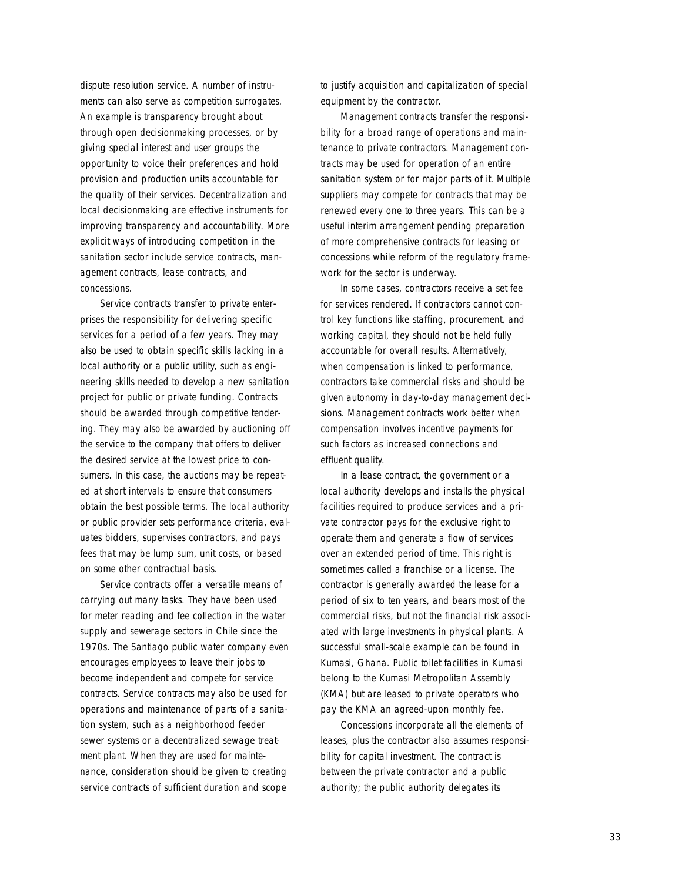dispute resolution service. A number of instruments can also serve as competition surrogates. An example is transparency brought about through open decisionmaking processes, or by giving special interest and user groups the opportunity to voice their preferences and hold provision and production units accountable for the quality of their services. Decentralization and local decisionmaking are effective instruments for improving transparency and accountability. More explicit ways of introducing competition in the sanitation sector include service contracts, management contracts, lease contracts, and concessions.

Service contracts transfer to private enterprises the responsibility for delivering specific services for a period of a few years. They may also be used to obtain specific skills lacking in a local authority or a public utility, such as engineering skills needed to develop a new sanitation project for public or private funding. Contracts should be awarded through competitive tendering. They may also be awarded by auctioning off the service to the company that offers to deliver the desired service at the lowest price to consumers. In this case, the auctions may be repeated at short intervals to ensure that consumers obtain the best possible terms. The local authority or public provider sets performance criteria, evaluates bidders, supervises contractors, and pays fees that may be lump sum, unit costs, or based on some other contractual basis.

Service contracts offer a versatile means of carrying out many tasks. They have been used for meter reading and fee collection in the water supply and sewerage sectors in Chile since the 1970s. The Santiago public water company even encourages employees to leave their jobs to become independent and compete for service contracts. Service contracts may also be used for operations and maintenance of parts of a sanitation system, such as a neighborhood feeder sewer systems or a decentralized sewage treatment plant. When they are used for maintenance, consideration should be given to creating service contracts of sufficient duration and scope to justify acquisition and capitalization of special equipment by the contractor.

Management contracts transfer the responsibility for a broad range of operations and maintenance to private contractors. Management contracts may be used for operation of an entire sanitation system or for major parts of it. Multiple suppliers may compete for contracts that may be renewed every one to three years. This can be a useful interim arrangement pending preparation of more comprehensive contracts for leasing or concessions while reform of the regulatory framework for the sector is underway.

In some cases, contractors receive a set fee for services rendered. If contractors cannot control key functions like staffing, procurement, and working capital, they should not be held fully accountable for overall results. Alternatively, when compensation is linked to performance, contractors take commercial risks and should be given autonomy in day-to-day management decisions. Management contracts work better when compensation involves incentive payments for such factors as increased connections and effluent quality.

In a lease contract, the government or a local authority develops and installs the physical facilities required to produce services and a private contractor pays for the exclusive right to operate them and generate a flow of services over an extended period of time. This right is sometimes called a franchise or a license. The contractor is generally awarded the lease for a period of six to ten years, and bears most of the commercial risks, but not the financial risk associated with large investments in physical plants. A successful small-scale example can be found in Kumasi, Ghana. Public toilet facilities in Kumasi belong to the Kumasi Metropolitan Assembly (KMA) but are leased to private operators who pay the KMA an agreed-upon monthly fee.

Concessions incorporate all the elements of leases, plus the contractor also assumes responsibility for capital investment. The contract is between the private contractor and a public authority; the public authority delegates its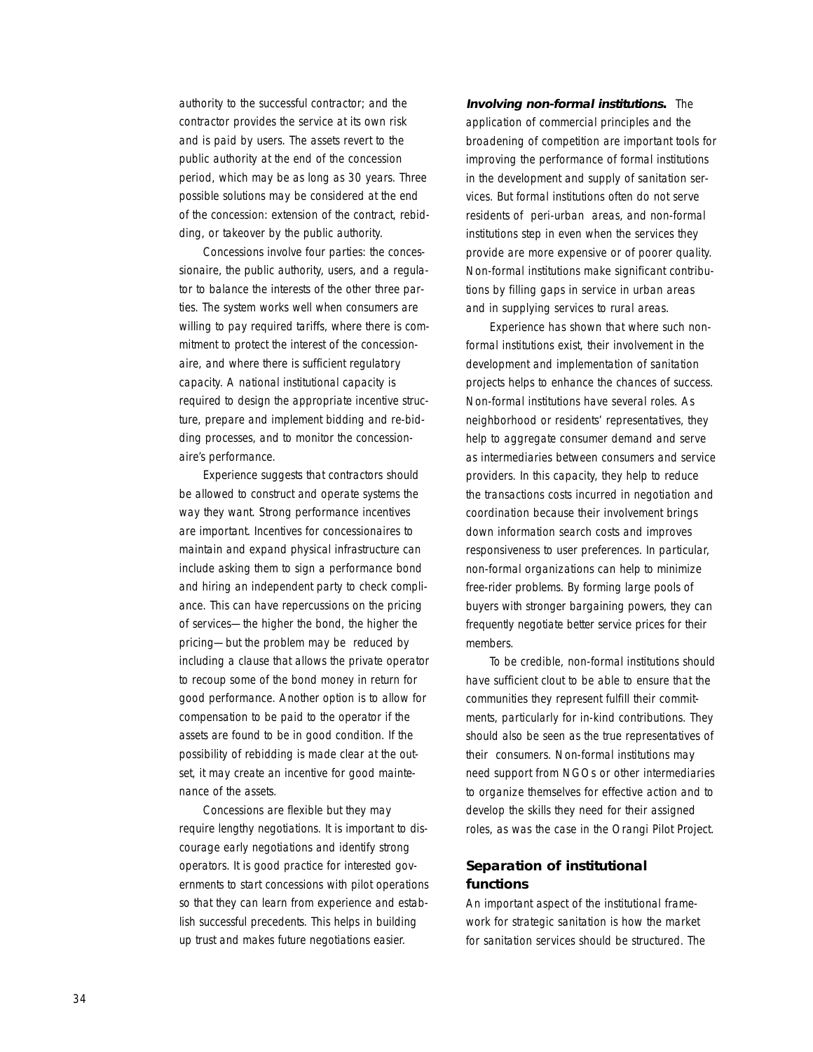authority to the successful contractor; and the contractor provides the service at its own risk and is paid by users. The assets revert to the public authority at the end of the concession period, which may be as long as 30 years. Three possible solutions may be considered at the end of the concession: extension of the contract, rebidding, or takeover by the public authority.

Concessions involve four parties: the concessionaire, the public authority, users, and a regulator to balance the interests of the other three parties. The system works well when consumers are willing to pay required tariffs, where there is commitment to protect the interest of the concessionaire, and where there is sufficient regulatory capacity. A national institutional capacity is required to design the appropriate incentive structure, prepare and implement bidding and re-bidding processes, and to monitor the concessionaire's performance.

Experience suggests that contractors should be allowed to construct and operate systems the way they want. Strong performance incentives are important. Incentives for concessionaires to maintain and expand physical infrastructure can include asking them to sign a performance bond and hiring an independent party to check compliance. This can have repercussions on the pricing of services—the higher the bond, the higher the pricing—but the problem may be reduced by including a clause that allows the private operator to recoup some of the bond money in return for good performance. Another option is to allow for compensation to be paid to the operator if the assets are found to be in good condition. If the possibility of rebidding is made clear at the outset, it may create an incentive for good maintenance of the assets.

Concessions are flexible but they may require lengthy negotiations. It is important to discourage early negotiations and identify strong operators. It is good practice for interested governments to start concessions with pilot operations so that they can learn from experience and establish successful precedents. This helps in building up trust and makes future negotiations easier.

***Involving non-formal institutions.*** The application of commercial principles and the broadening of competition are important tools for improving the performance of formal institutions in the development and supply of sanitation services. But formal institutions often do not serve residents of peri-urban areas, and non-formal institutions step in even when the services they provide are more expensive or of poorer quality. Non-formal institutions make significant contributions by filling gaps in service in urban areas and in supplying services to rural areas.

Experience has shown that where such non-formal institutions exist, their involvement in the development and implementation of sanitation projects helps to enhance the chances of success. Non-formal institutions have several roles. As neighborhood or residents' representatives, they help to aggregate consumer demand and serve as intermediaries between consumers and service providers. In this capacity, they help to reduce the transactions costs incurred in negotiation and coordination because their involvement brings down information search costs and improves responsiveness to user preferences. In particular, non-formal organizations can help to minimize free-rider problems. By forming large pools of buyers with stronger bargaining powers, they can frequently negotiate better service prices for their members.

To be credible, non-formal institutions should have sufficient clout to be able to ensure that the communities they represent fulfill their commitments, particularly for in-kind contributions. They should also be seen as the true representatives of their consumers. Non-formal institutions may need support from NGOs or other intermediaries to organize themselves for effective action and to develop the skills they need for their assigned roles, as was the case in the Orangi Pilot Project.

## Separation of institutional functions

An important aspect of the institutional framework for strategic sanitation is how the market for sanitation services should be structured. The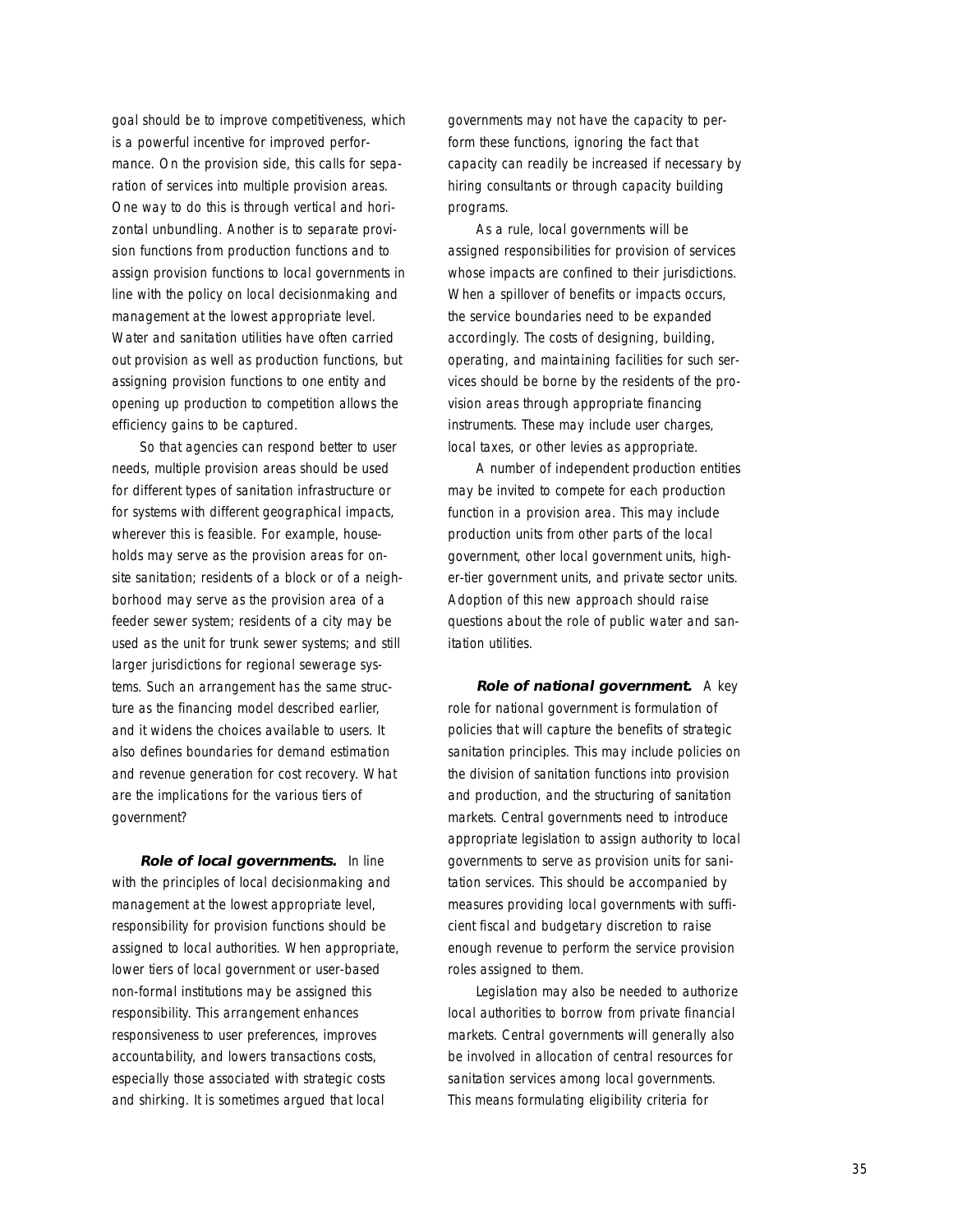goal should be to improve competitiveness, which is a powerful incentive for improved performance. On the provision side, this calls for separation of services into multiple provision areas. One way to do this is through vertical and horizontal unbundling. Another is to separate provision functions from production functions and to assign provision functions to local governments in line with the policy on local decisionmaking and management at the lowest appropriate level. Water and sanitation utilities have often carried out provision as well as production functions, but assigning provision functions to one entity and opening up production to competition allows the efficiency gains to be captured.

So that agencies can respond better to user needs, multiple provision areas should be used for different types of sanitation infrastructure or for systems with different geographical impacts, wherever this is feasible. For example, households may serve as the provision areas for onsite sanitation; residents of a block or of a neighborhood may serve as the provision area of a feeder sewer system; residents of a city may be used as the unit for trunk sewer systems; and still larger jurisdictions for regional sewerage systems. Such an arrangement has the same structure as the financing model described earlier, and it widens the choices available to users. It also defines boundaries for demand estimation and revenue generation for cost recovery. What are the implications for the various tiers of government?

***Role of local governments.*** In line with the principles of local decisionmaking and management at the lowest appropriate level, responsibility for provision functions should be assigned to local authorities. When appropriate, lower tiers of local government or user-based non-formal institutions may be assigned this responsibility. This arrangement enhances responsiveness to user preferences, improves accountability, and lowers transactions costs, especially those associated with strategic costs and shirking. It is sometimes argued that local governments may not have the capacity to perform these functions, ignoring the fact that capacity can readily be increased if necessary by hiring consultants or through capacity building programs.

As a rule, local governments will be assigned responsibilities for provision of services whose impacts are confined to their jurisdictions. When a spillover of benefits or impacts occurs, the service boundaries need to be expanded accordingly. The costs of designing, building, operating, and maintaining facilities for such services should be borne by the residents of the provision areas through appropriate financing instruments. These may include user charges, local taxes, or other levies as appropriate.

A number of independent production entities may be invited to compete for each production function in a provision area. This may include production units from other parts of the local government, other local government units, higher-tier government units, and private sector units. Adoption of this new approach should raise questions about the role of public water and sanitation utilities.

***Role of national government.*** A key role for national government is formulation of policies that will capture the benefits of strategic sanitation principles. This may include policies on the division of sanitation functions into provision and production, and the structuring of sanitation markets. Central governments need to introduce appropriate legislation to assign authority to local governments to serve as provision units for sanitation services. This should be accompanied by measures providing local governments with sufficient fiscal and budgetary discretion to raise enough revenue to perform the service provision roles assigned to them.

Legislation may also be needed to authorize local authorities to borrow from private financial markets. Central governments will generally also be involved in allocation of central resources for sanitation services among local governments. This means formulating eligibility criteria for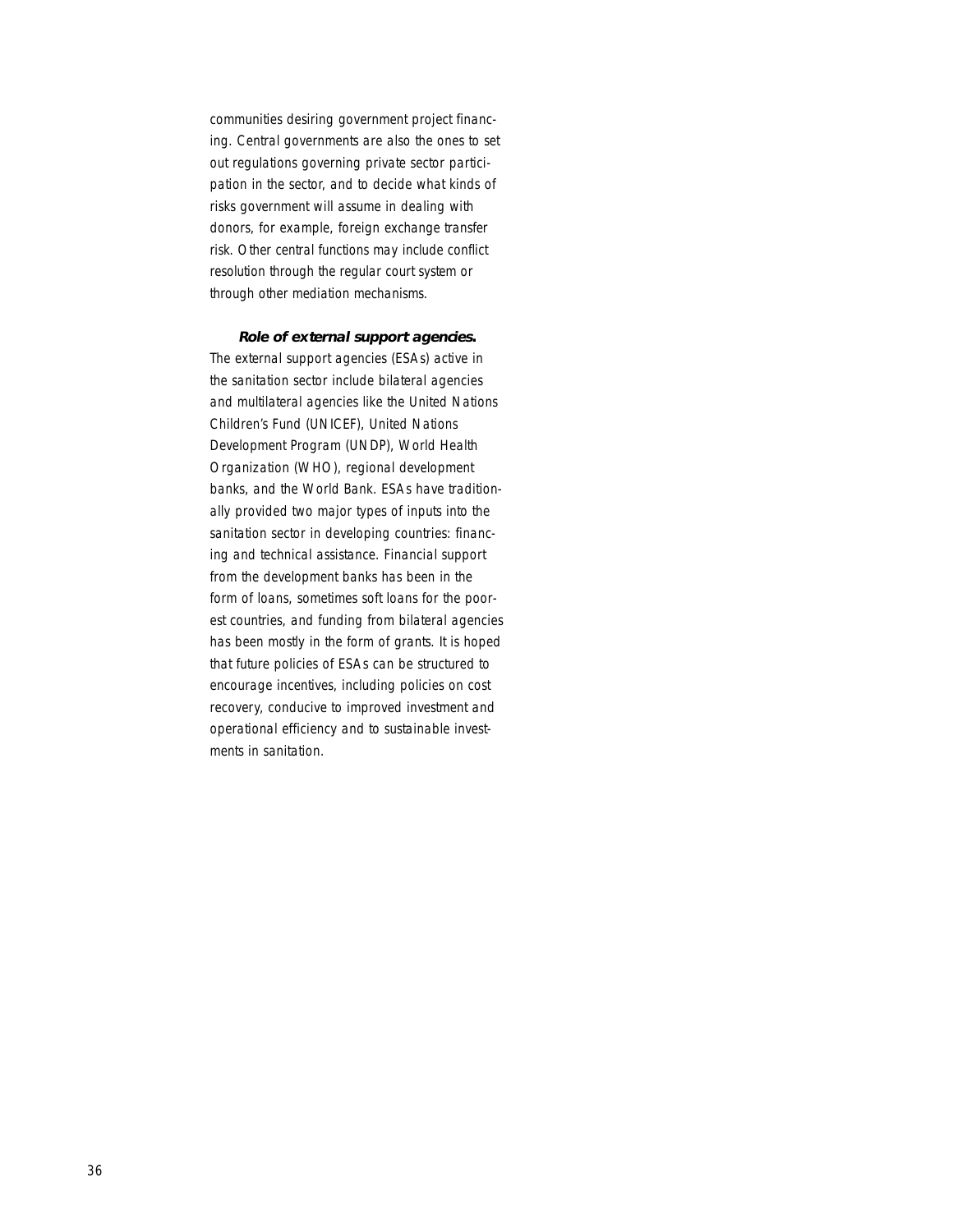communities desiring government project financing. Central governments are also the ones to set out regulations governing private sector participation in the sector, and to decide what kinds of risks government will assume in dealing with donors, for example, foreign exchange transfer risk. Other central functions may include conflict resolution through the regular court system or through other mediation mechanisms.

***Role of external support agencies.*** The external support agencies (ESAs) active in the sanitation sector include bilateral agencies and multilateral agencies like the United Nations Children's Fund (UNICEF), United Nations Development Program (UNDP), World Health Organization (WHO), regional development banks, and the World Bank. ESAs have traditionally provided two major types of inputs into the sanitation sector in developing countries: financing and technical assistance. Financial support from the development banks has been in the form of loans, sometimes soft loans for the poorest countries, and funding from bilateral agencies has been mostly in the form of grants. It is hoped that future policies of ESAs can be structured to encourage incentives, including policies on cost recovery, conducive to improved investment and operational efficiency and to sustainable investments in sanitation.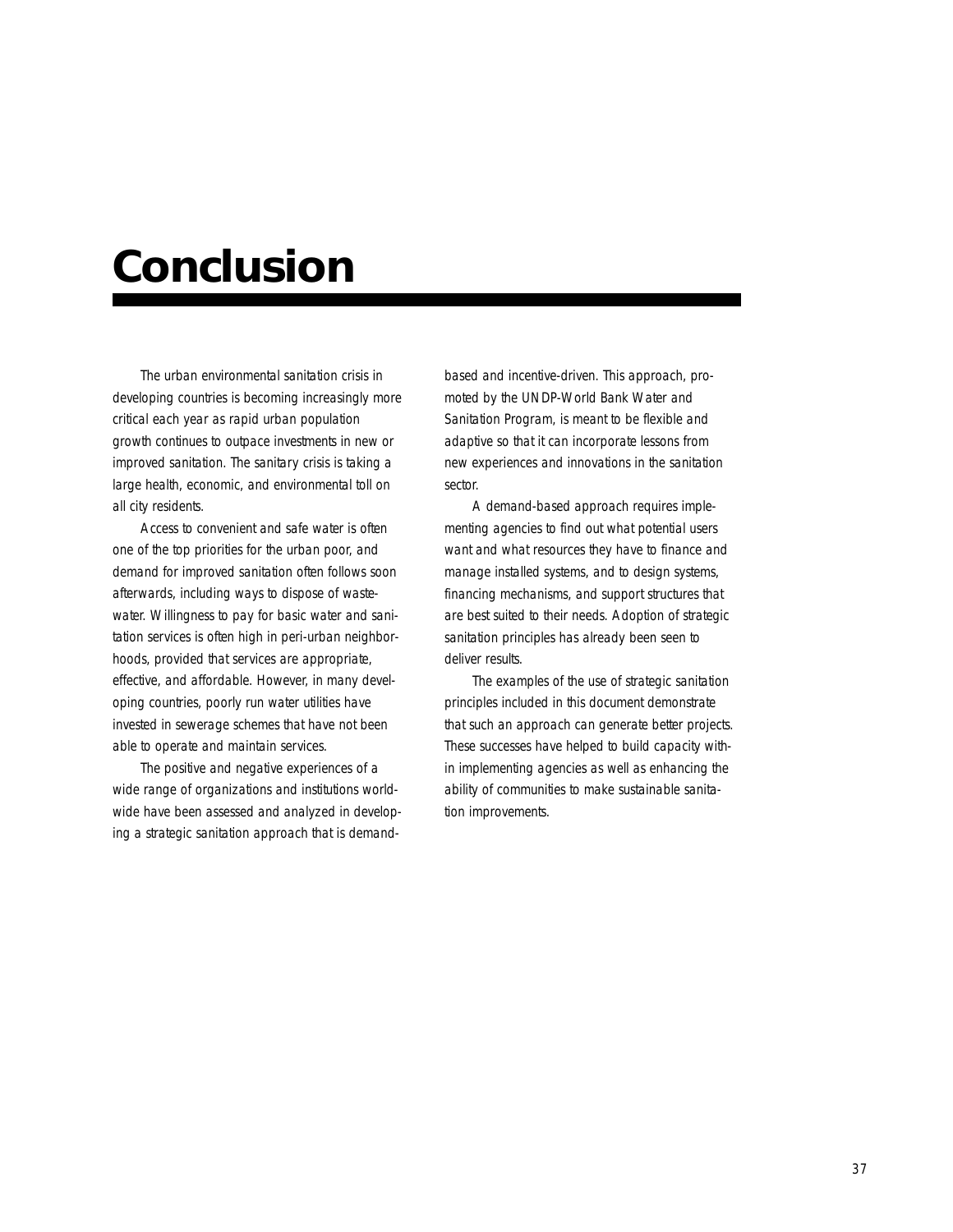# Conclusion

The urban environmental sanitation crisis in developing countries is becoming increasingly more critical each year as rapid urban population growth continues to outpace investments in new or improved sanitation. The sanitary crisis is taking a large health, economic, and environmental toll on all city residents.

Access to convenient and safe water is often one of the top priorities for the urban poor, and demand for improved sanitation often follows soon afterwards, including ways to dispose of wastewater. Willingness to pay for basic water and sanitation services is often high in peri-urban neighborhoods, provided that services are appropriate, effective, and affordable. However, in many developing countries, poorly run water utilities have invested in sewerage schemes that have not been able to operate and maintain services.

The positive and negative experiences of a wide range of organizations and institutions worldwide have been assessed and analyzed in developing a strategic sanitation approach that is demand-based and incentive-driven. This approach, promoted by the UNDP-World Bank Water and Sanitation Program, is meant to be flexible and adaptive so that it can incorporate lessons from new experiences and innovations in the sanitation sector.

A demand-based approach requires implementing agencies to find out what potential users want and what resources they have to finance and manage installed systems, and to design systems, financing mechanisms, and support structures that are best suited to their needs. Adoption of strategic sanitation principles has already been seen to deliver results.

The examples of the use of strategic sanitation principles included in this document demonstrate that such an approach can generate better projects. These successes have helped to build capacity within implementing agencies as well as enhancing the ability of communities to make sustainable sanitation improvements.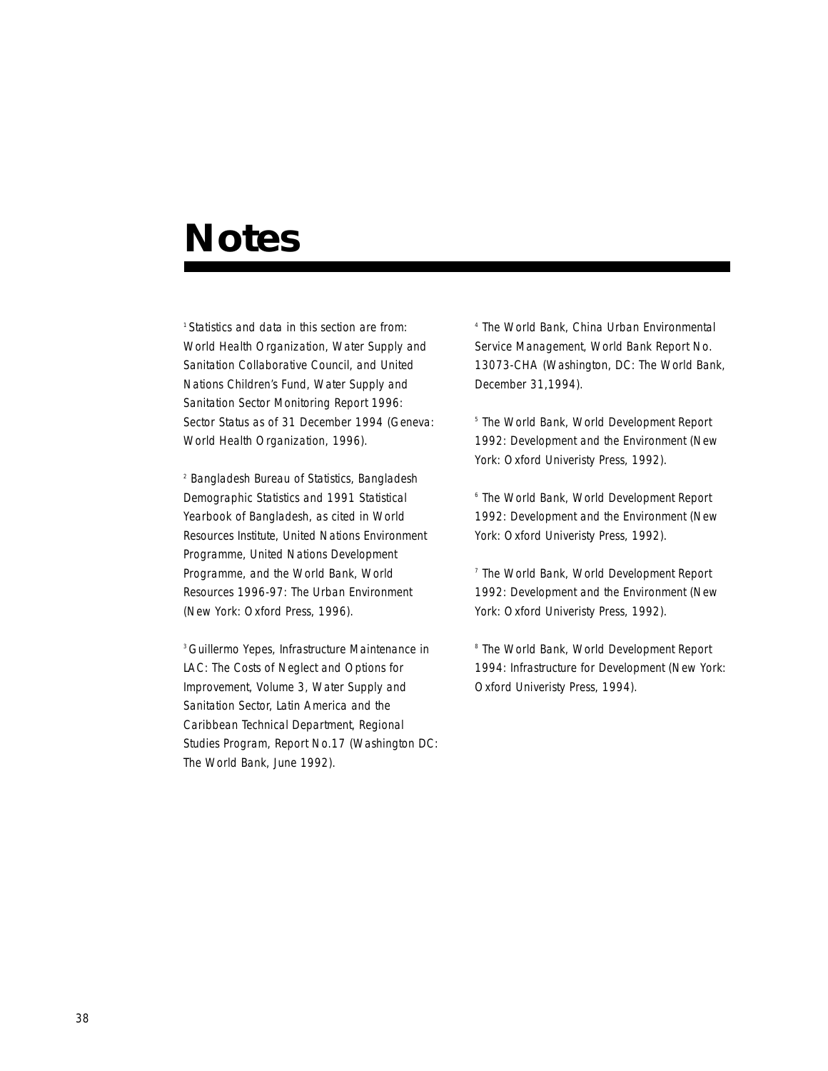# Notes

[1] Statistics and data in this section are from: World Health Organization, Water Supply and Sanitation Collaborative Council, and United Nations Children's Fund, Water Supply and Sanitation Sector Monitoring Report 1996: Sector Status as of 31 December 1994 (Geneva: World Health Organization, 1996).

[2] Bangladesh Bureau of Statistics, Bangladesh Demographic Statistics and 1991 Statistical Yearbook of Bangladesh, as cited in World Resources Institute, United Nations Environment Programme, United Nations Development Programme, and the World Bank, World Resources 1996-97: The Urban Environment (New York: Oxford Press, 1996).

[3] Guillermo Yepes, Infrastructure Maintenance in LAC: The Costs of Neglect and Options for Improvement, Volume 3, Water Supply and Sanitation Sector, Latin America and the Caribbean Technical Department, Regional Studies Program, Report No.17 (Washington DC: The World Bank, June 1992).

[4] The World Bank, China Urban Environmental Service Management, World Bank Report No. 13073-CHA (Washington, DC: The World Bank, December 31,1994).

[5] The World Bank, World Development Report 1992: Development and the Environment (New York: Oxford Univeristy Press, 1992).

[6] The World Bank, World Development Report 1992: Development and the Environment (New York: Oxford Univeristy Press, 1992).

[7] The World Bank, World Development Report 1992: Development and the Environment (New York: Oxford Univeristy Press, 1992).

[8] The World Bank, World Development Report 1994: Infrastructure for Development (New York: Oxford Univeristy Press, 1994).